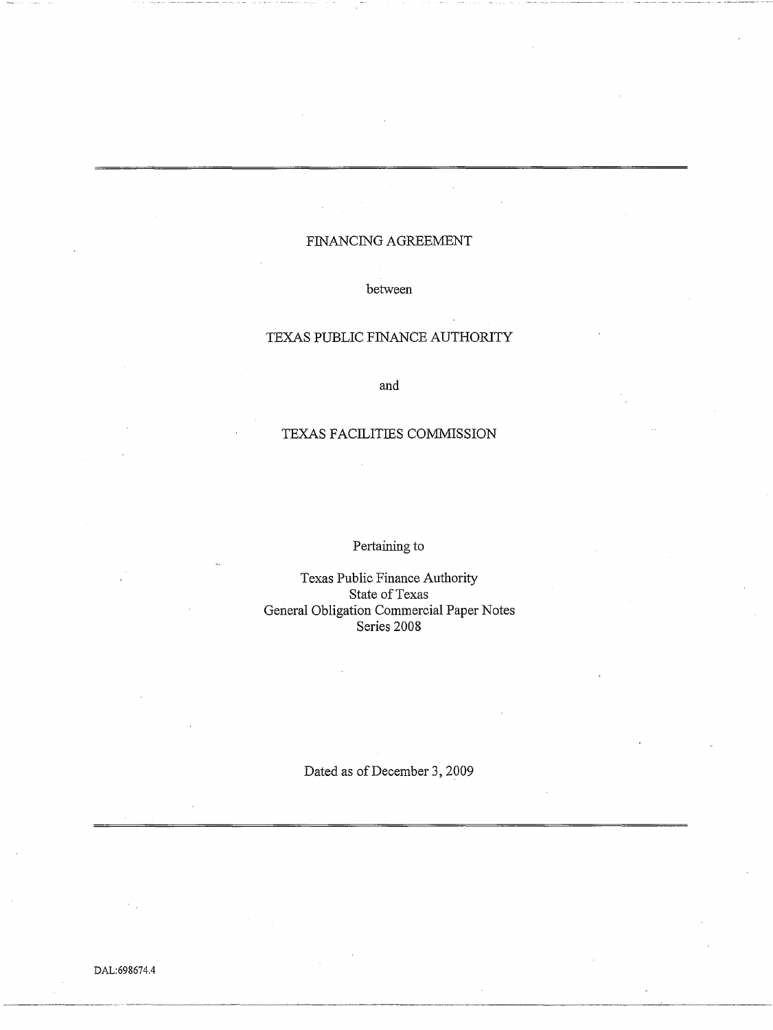# FINANCING AGREEMENT

between

TEXAS PUBLIC FINANCE AUTHORITY

and

TEXAS FACILITIES COMMISSION

Pertaining to

Texas Public Finance Authority
State of Texas
General Obligation Commercial Paper Notes
Series 2008

Dated as of December 3, 2009

DAL:698674.4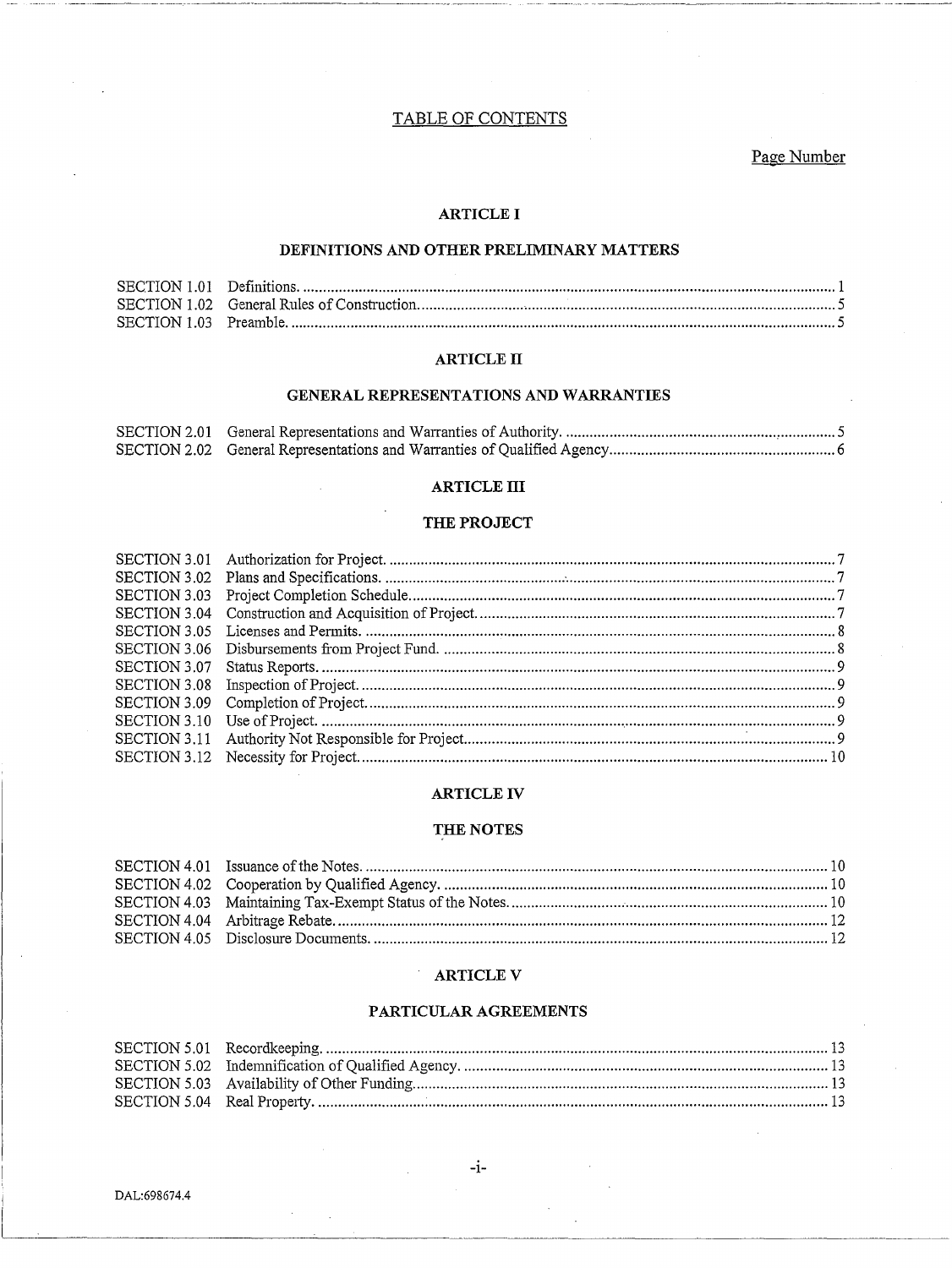# TABLE OF CONTENTS

Page Number

## ARTICLE I

## DEFINITIONS AND OTHER PRELIMINARY MATTERS

| | | |
|---|---|---|
| SECTION 1.01 | Definitions. | 1 |
| SECTION 1.02 | General Rules of Construction. | 5 |
| SECTION 1.03 | Preamble. | 5 |

## ARTICLE II

## GENERAL REPRESENTATIONS AND WARRANTIES

| | | |
|---|---|---|
| SECTION 2.01 | General Representations and Warranties of Authority. | 5 |
| SECTION 2.02 | General Representations and Warranties of Qualified Agency | 6 |

## ARTICLE III

## THE PROJECT

| | | |
|---|---|---|
| SECTION 3.01 | Authorization for Project. | 7 |
| SECTION 3.02 | Plans and Specifications. | 7 |
| SECTION 3.03 | Project Completion Schedule. | 7 |
| SECTION 3.04 | Construction and Acquisition of Project. | 7 |
| SECTION 3.05 | Licenses and Permits. | 8 |
| SECTION 3.06 | Disbursements from Project Fund. | 8 |
| SECTION 3.07 | Status Reports. | 9 |
| SECTION 3.08 | Inspection of Project. | 9 |
| SECTION 3.09 | Completion of Project. | 9 |
| SECTION 3.10 | Use of Project. | 9 |
| SECTION 3.11 | Authority Not Responsible for Project. | 9 |
| SECTION 3.12 | Necessity for Project. | 10 |

## ARTICLE IV

## THE NOTES

| | | |
|---|---|---|
| SECTION 4.01 | Issuance of the Notes. | 10 |
| SECTION 4.02 | Cooperation by Qualified Agency. | 10 |
| SECTION 4.03 | Maintaining Tax-Exempt Status of the Notes. | 10 |
| SECTION 4.04 | Arbitrage Rebate. | 12 |
| SECTION 4.05 | Disclosure Documents. | 12 |

## ARTICLE V

## PARTICULAR AGREEMENTS

| | | |
|---|---|---|
| SECTION 5.01 | Recordkeeping. | 13 |
| SECTION 5.02 | Indemnification of Qualified Agency. | 13 |
| SECTION 5.03 | Availability of Other Funding. | 13 |
| SECTION 5.04 | Real Property. | 13 |

DAL:698674.4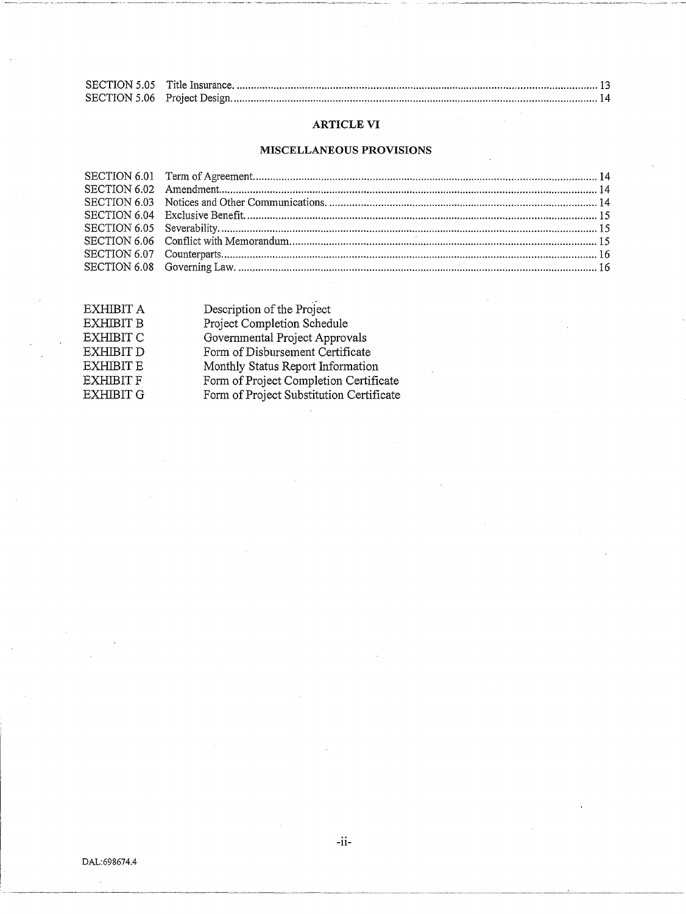| | | |
|---|---|---|
| SECTION 5.05 | Title Insurance. | 13 |
| SECTION 5.06 | Project Design. | 14 |

## ARTICLE VI

## MISCELLANEOUS PROVISIONS

| | | |
|---|---|---|
| SECTION 6.01 | Term of Agreement. | 14 |
| SECTION 6.02 | Amendment. | 14 |
| SECTION 6.03 | Notices and Other Communications. | 14 |
| SECTION 6.04 | Exclusive Benefit. | 15 |
| SECTION 6.05 | Severability. | 15 |
| SECTION 6.06 | Conflict with Memorandum. | 15 |
| SECTION 6.07 | Counterparts. | 16 |
| SECTION 6.08 | Governing Law. | 16 |

| | |
|---|---|
| EXHIBIT A | Description of the Project |
| EXHIBIT B | Project Completion Schedule |
| EXHIBIT C | Governmental Project Approvals |
| EXHIBIT D | Form of Disbursement Certificate |
| EXHIBIT E | Monthly Status Report Information |
| EXHIBIT F | Form of Project Completion Certificate |
| EXHIBIT G | Form of Project Substitution Certificate |

DAL:698674.4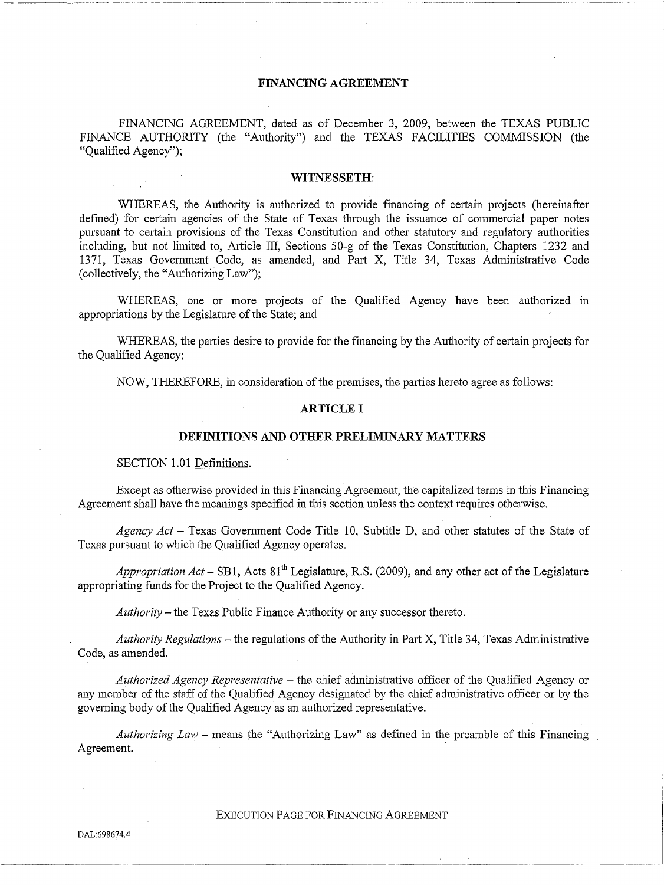# FINANCING AGREEMENT

FINANCING AGREEMENT, dated as of December 3, 2009, between the TEXAS PUBLIC FINANCE AUTHORITY (the "Authority") and the TEXAS FACILITIES COMMISSION (the "Qualified Agency");

## WITNESSETH:

WHEREAS, the Authority is authorized to provide financing of certain projects (hereinafter defined) for certain agencies of the State of Texas through the issuance of commercial paper notes pursuant to certain provisions of the Texas Constitution and other statutory and regulatory authorities including, but not limited to, Article III, Sections 50-g of the Texas Constitution, Chapters 1232 and 1371, Texas Government Code, as amended, and Part X, Title 34, Texas Administrative Code (collectively, the "Authorizing Law");

WHEREAS, one or more projects of the Qualified Agency have been authorized in appropriations by the Legislature of the State; and

WHEREAS, the parties desire to provide for the financing by the Authority of certain projects for the Qualified Agency;

NOW, THEREFORE, in consideration of the premises, the parties hereto agree as follows:

## ARTICLE I

## DEFINITIONS AND OTHER PRELIMINARY MATTERS

SECTION 1.01 Definitions.

Except as otherwise provided in this Financing Agreement, the capitalized terms in this Financing Agreement shall have the meanings specified in this section unless the context requires otherwise.

*Agency Act* – Texas Government Code Title 10, Subtitle D, and other statutes of the State of Texas pursuant to which the Qualified Agency operates.

*Appropriation Act* – SB1, Acts 81st Legislature, R.S. (2009), and any other act of the Legislature appropriating funds for the Project to the Qualified Agency.

*Authority* – the Texas Public Finance Authority or any successor thereto.

*Authority Regulations* – the regulations of the Authority in Part X, Title 34, Texas Administrative Code, as amended.

*Authorized Agency Representative* – the chief administrative officer of the Qualified Agency or any member of the staff of the Qualified Agency designated by the chief administrative officer or by the governing body of the Qualified Agency as an authorized representative.

*Authorizing Law* – means the "Authorizing Law" as defined in the preamble of this Financing Agreement.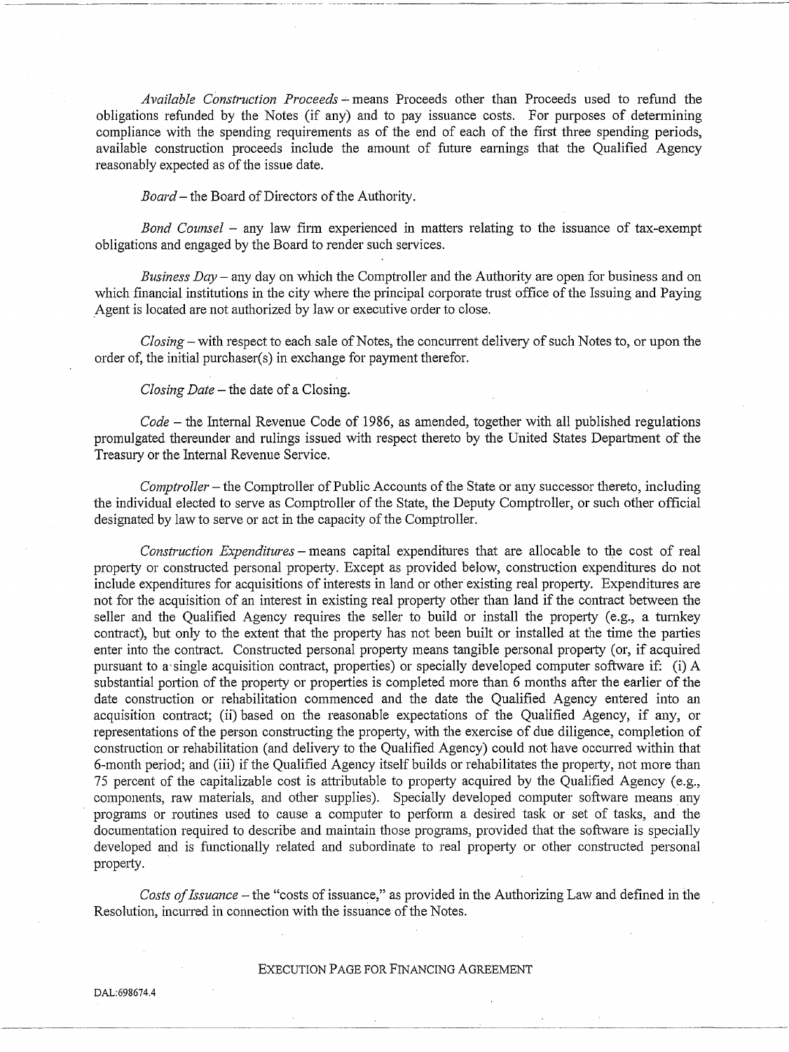*Available Construction Proceeds* – means Proceeds other than Proceeds used to refund the obligations refunded by the Notes (if any) and to pay issuance costs. For purposes of determining compliance with the spending requirements as of the end of each of the first three spending periods, available construction proceeds include the amount of future earnings that the Qualified Agency reasonably expected as of the issue date.

*Board* – the Board of Directors of the Authority.

*Bond Counsel* – any law firm experienced in matters relating to the issuance of tax-exempt obligations and engaged by the Board to render such services.

*Business Day* – any day on which the Comptroller and the Authority are open for business and on which financial institutions in the city where the principal corporate trust office of the Issuing and Paying Agent is located are not authorized by law or executive order to close.

*Closing* – with respect to each sale of Notes, the concurrent delivery of such Notes to, or upon the order of, the initial purchaser(s) in exchange for payment therefor.

*Closing Date* – the date of a Closing.

*Code* – the Internal Revenue Code of 1986, as amended, together with all published regulations promulgated thereunder and rulings issued with respect thereto by the United States Department of the Treasury or the Internal Revenue Service.

*Comptroller* – the Comptroller of Public Accounts of the State or any successor thereto, including the individual elected to serve as Comptroller of the State, the Deputy Comptroller, or such other official designated by law to serve or act in the capacity of the Comptroller.

*Construction Expenditures* – means capital expenditures that are allocable to the cost of real property or constructed personal property. Except as provided below, construction expenditures do not include expenditures for acquisitions of interests in land or other existing real property. Expenditures are not for the acquisition of an interest in existing real property other than land if the contract between the seller and the Qualified Agency requires the seller to build or install the property (e.g., a turnkey contract), but only to the extent that the property has not been built or installed at the time the parties enter into the contract. Constructed personal property means tangible personal property (or, if acquired pursuant to a single acquisition contract, properties) or specially developed computer software if: (i) A substantial portion of the property or properties is completed more than 6 months after the earlier of the date construction or rehabilitation commenced and the date the Qualified Agency entered into an acquisition contract; (ii) based on the reasonable expectations of the Qualified Agency, if any, or representations of the person constructing the property, with the exercise of due diligence, completion of construction or rehabilitation (and delivery to the Qualified Agency) could not have occurred within that 6-month period; and (iii) if the Qualified Agency itself builds or rehabilitates the property, not more than 75 percent of the capitalizable cost is attributable to property acquired by the Qualified Agency (e.g., components, raw materials, and other supplies). Specially developed computer software means any programs or routines used to cause a computer to perform a desired task or set of tasks, and the documentation required to describe and maintain those programs, provided that the software is specially developed and is functionally related and subordinate to real property or other constructed personal property.

*Costs of Issuance* – the "costs of issuance," as provided in the Authorizing Law and defined in the Resolution, incurred in connection with the issuance of the Notes.

EXECUTION PAGE FOR FINANCING AGREEMENT

DAL:698674.4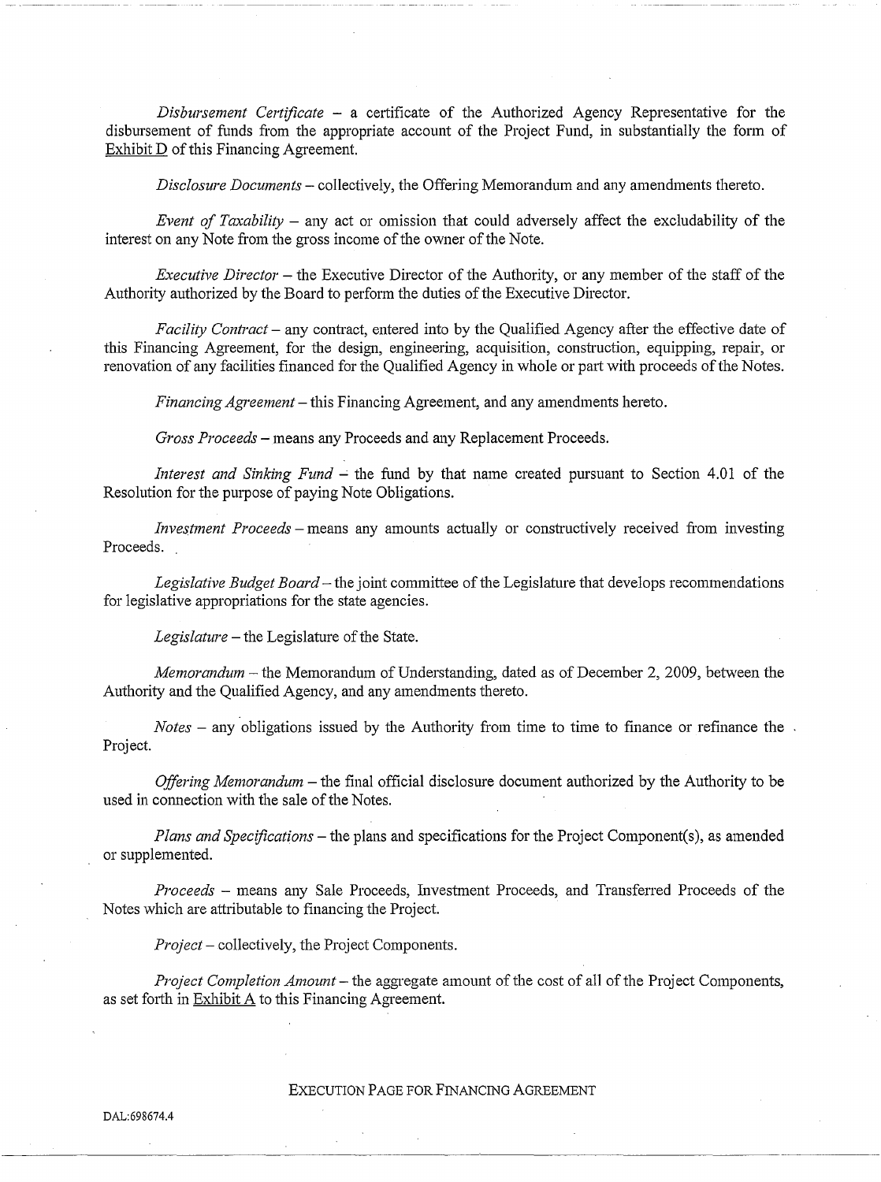*Disbursement Certificate* – a certificate of the Authorized Agency Representative for the disbursement of funds from the appropriate account of the Project Fund, in substantially the form of Exhibit D of this Financing Agreement.

*Disclosure Documents* – collectively, the Offering Memorandum and any amendments thereto.

*Event of Taxability* – any act or omission that could adversely affect the excludability of the interest on any Note from the gross income of the owner of the Note.

*Executive Director* – the Executive Director of the Authority, or any member of the staff of the Authority authorized by the Board to perform the duties of the Executive Director.

*Facility Contract* – any contract, entered into by the Qualified Agency after the effective date of this Financing Agreement, for the design, engineering, acquisition, construction, equipping, repair, or renovation of any facilities financed for the Qualified Agency in whole or part with proceeds of the Notes.

*Financing Agreement* – this Financing Agreement, and any amendments hereto.

*Gross Proceeds* – means any Proceeds and any Replacement Proceeds.

*Interest and Sinking Fund* – the fund by that name created pursuant to Section 4.01 of the Resolution for the purpose of paying Note Obligations.

*Investment Proceeds* – means any amounts actually or constructively received from investing Proceeds.

*Legislative Budget Board* – the joint committee of the Legislature that develops recommendations for legislative appropriations for the state agencies.

*Legislature* – the Legislature of the State.

*Memorandum* – the Memorandum of Understanding, dated as of December 2, 2009, between the Authority and the Qualified Agency, and any amendments thereto.

*Notes* – any obligations issued by the Authority from time to time to finance or refinance the Project.

*Offering Memorandum* – the final official disclosure document authorized by the Authority to be used in connection with the sale of the Notes.

*Plans and Specifications* – the plans and specifications for the Project Component(s), as amended or supplemented.

*Proceeds* – means any Sale Proceeds, Investment Proceeds, and Transferred Proceeds of the Notes which are attributable to financing the Project.

*Project* – collectively, the Project Components.

*Project Completion Amount* – the aggregate amount of the cost of all of the Project Components, as set forth in Exhibit A to this Financing Agreement.

EXECUTION PAGE FOR FINANCING AGREEMENT

DAL:698674.4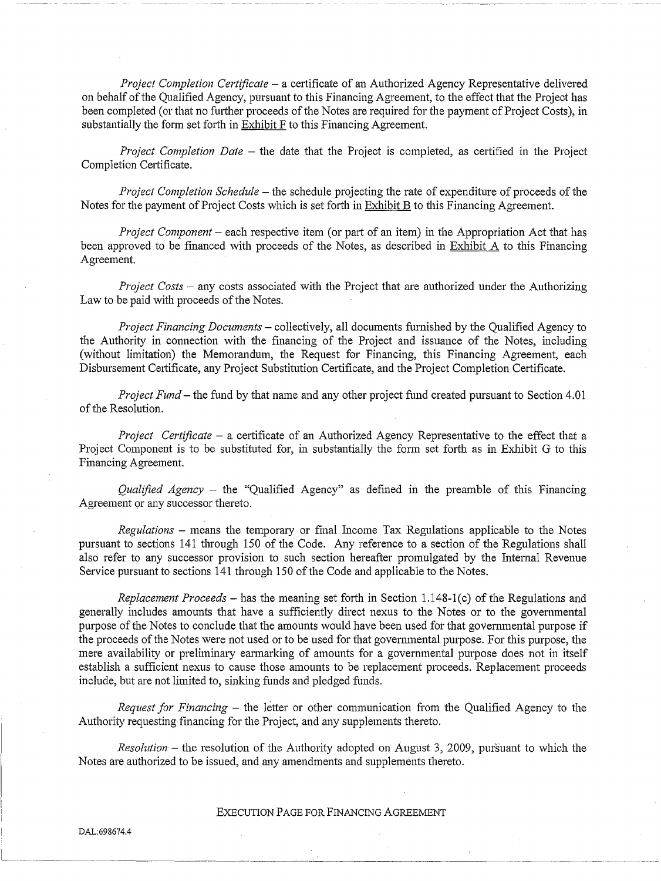*Project Completion Certificate* – a certificate of an Authorized Agency Representative delivered on behalf of the Qualified Agency, pursuant to this Financing Agreement, to the effect that the Project has been completed (or that no further proceeds of the Notes are required for the payment of Project Costs), in substantially the form set forth in Exhibit F to this Financing Agreement.

*Project Completion Date* – the date that the Project is completed, as certified in the Project Completion Certificate.

*Project Completion Schedule* – the schedule projecting the rate of expenditure of proceeds of the Notes for the payment of Project Costs which is set forth in Exhibit B to this Financing Agreement.

*Project Component* – each respective item (or part of an item) in the Appropriation Act that has been approved to be financed with proceeds of the Notes, as described in Exhibit A to this Financing Agreement.

*Project Costs* – any costs associated with the Project that are authorized under the Authorizing Law to be paid with proceeds of the Notes.

*Project Financing Documents* – collectively, all documents furnished by the Qualified Agency to the Authority in connection with the financing of the Project and issuance of the Notes, including (without limitation) the Memorandum, the Request for Financing, this Financing Agreement, each Disbursement Certificate, any Project Substitution Certificate, and the Project Completion Certificate.

*Project Fund* – the fund by that name and any other project fund created pursuant to Section 4.01 of the Resolution.

*Project Certificate* – a certificate of an Authorized Agency Representative to the effect that a Project Component is to be substituted for, in substantially the form set forth as in Exhibit G to this Financing Agreement.

*Qualified Agency* – the "Qualified Agency" as defined in the preamble of this Financing Agreement or any successor thereto.

*Regulations* – means the temporary or final Income Tax Regulations applicable to the Notes pursuant to sections 141 through 150 of the Code. Any reference to a section of the Regulations shall also refer to any successor provision to such section hereafter promulgated by the Internal Revenue Service pursuant to sections 141 through 150 of the Code and applicable to the Notes.

*Replacement Proceeds* – has the meaning set forth in Section 1.148-1(c) of the Regulations and generally includes amounts that have a sufficiently direct nexus to the Notes or to the governmental purpose of the Notes to conclude that the amounts would have been used for that governmental purpose if the proceeds of the Notes were not used or to be used for that governmental purpose. For this purpose, the mere availability or preliminary earmarking of amounts for a governmental purpose does not in itself establish a sufficient nexus to cause those amounts to be replacement proceeds. Replacement proceeds include, but are not limited to, sinking funds and pledged funds.

*Request for Financing* – the letter or other communication from the Qualified Agency to the Authority requesting financing for the Project, and any supplements thereto.

*Resolution* – the resolution of the Authority adopted on August 3, 2009, pursuant to which the Notes are authorized to be issued, and any amendments and supplements thereto.

EXECUTION PAGE FOR FINANCING AGREEMENT

DAL:698674.4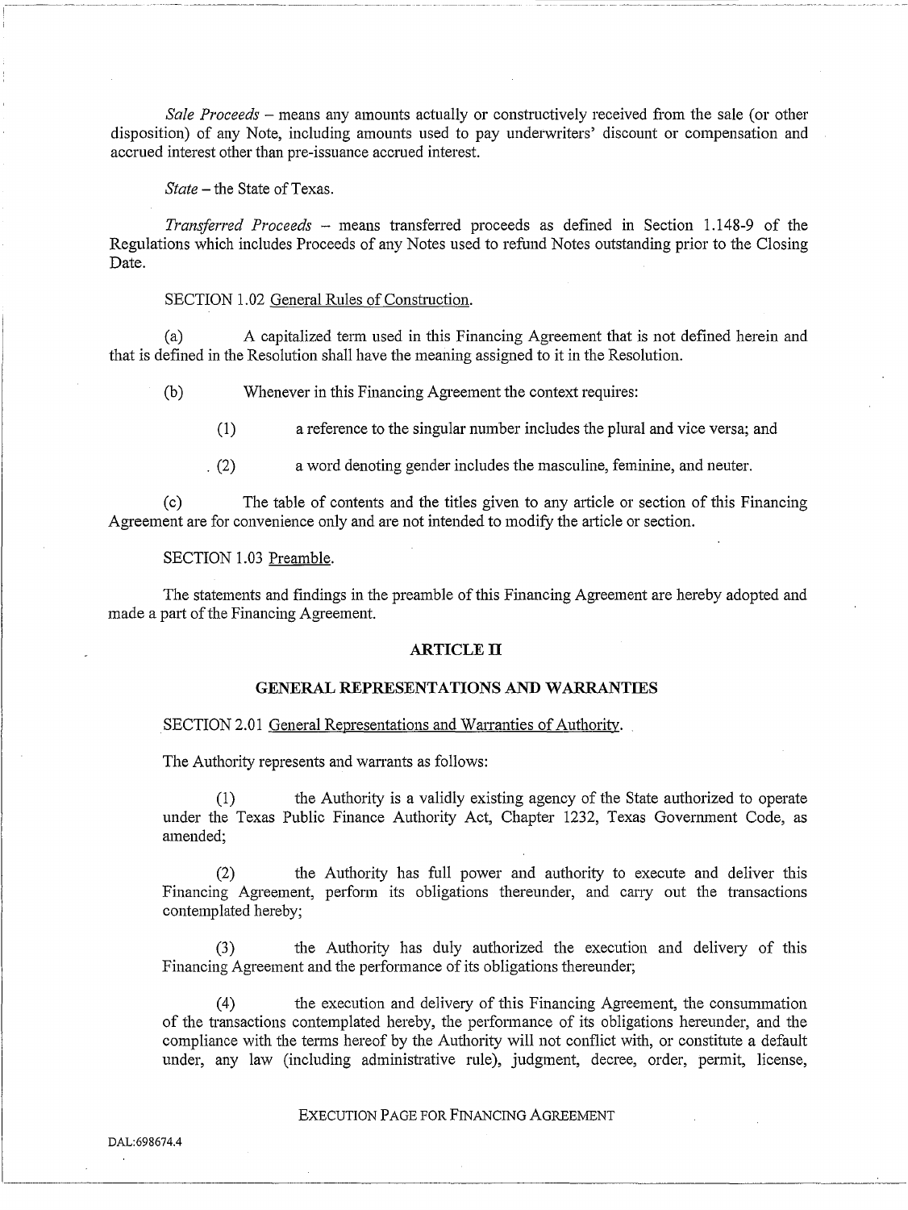*Sale Proceeds* – means any amounts actually or constructively received from the sale (or other disposition) of any Note, including amounts used to pay underwriters' discount or compensation and accrued interest other than pre-issuance accrued interest.

*State* – the State of Texas.

*Transferred Proceeds* – means transferred proceeds as defined in Section 1.148-9 of the Regulations which includes Proceeds of any Notes used to refund Notes outstanding prior to the Closing Date.

SECTION 1.02 General Rules of Construction.

(a) A capitalized term used in this Financing Agreement that is not defined herein and that is defined in the Resolution shall have the meaning assigned to it in the Resolution.

(b) Whenever in this Financing Agreement the context requires:

(1) a reference to the singular number includes the plural and vice versa; and

(2) a word denoting gender includes the masculine, feminine, and neuter.

(c) The table of contents and the titles given to any article or section of this Financing Agreement are for convenience only and are not intended to modify the article or section.

SECTION 1.03 Preamble.

The statements and findings in the preamble of this Financing Agreement are hereby adopted and made a part of the Financing Agreement.

## ARTICLE II

## GENERAL REPRESENTATIONS AND WARRANTIES

SECTION 2.01 General Representations and Warranties of Authority.

The Authority represents and warrants as follows:

(1) the Authority is a validly existing agency of the State authorized to operate under the Texas Public Finance Authority Act, Chapter 1232, Texas Government Code, as amended;

(2) the Authority has full power and authority to execute and deliver this Financing Agreement, perform its obligations thereunder, and carry out the transactions contemplated hereby;

(3) the Authority has duly authorized the execution and delivery of this Financing Agreement and the performance of its obligations thereunder;

(4) the execution and delivery of this Financing Agreement, the consummation of the transactions contemplated hereby, the performance of its obligations hereunder, and the compliance with the terms hereof by the Authority will not conflict with, or constitute a default under, any law (including administrative rule), judgment, decree, order, permit, license,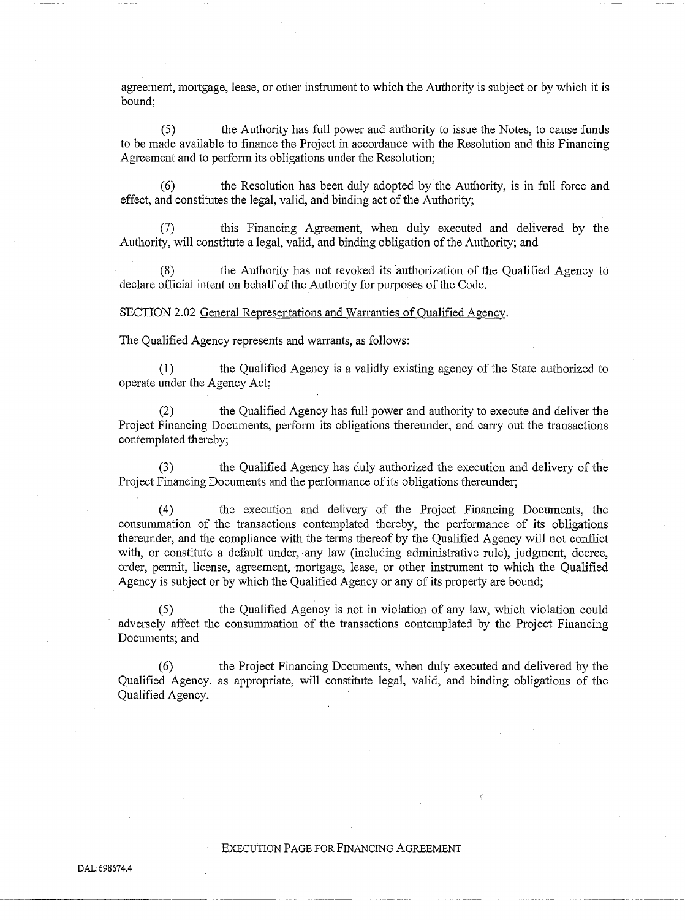agreement, mortgage, lease, or other instrument to which the Authority is subject or by which it is bound;

(5) the Authority has full power and authority to issue the Notes, to cause funds to be made available to finance the Project in accordance with the Resolution and this Financing Agreement and to perform its obligations under the Resolution;

(6) the Resolution has been duly adopted by the Authority, is in full force and effect, and constitutes the legal, valid, and binding act of the Authority;

(7) this Financing Agreement, when duly executed and delivered by the Authority, will constitute a legal, valid, and binding obligation of the Authority; and

(8) the Authority has not revoked its authorization of the Qualified Agency to declare official intent on behalf of the Authority for purposes of the Code.

SECTION 2.02 General Representations and Warranties of Qualified Agency.

The Qualified Agency represents and warrants, as follows:

(1) the Qualified Agency is a validly existing agency of the State authorized to operate under the Agency Act;

(2) the Qualified Agency has full power and authority to execute and deliver the Project Financing Documents, perform its obligations thereunder, and carry out the transactions contemplated thereby;

(3) the Qualified Agency has duly authorized the execution and delivery of the Project Financing Documents and the performance of its obligations thereunder;

(4) the execution and delivery of the Project Financing Documents, the consummation of the transactions contemplated thereby, the performance of its obligations thereunder, and the compliance with the terms thereof by the Qualified Agency will not conflict with, or constitute a default under, any law (including administrative rule), judgment, decree, order, permit, license, agreement, mortgage, lease, or other instrument to which the Qualified Agency is subject or by which the Qualified Agency or any of its property are bound;

(5) the Qualified Agency is not in violation of any law, which violation could adversely affect the consummation of the transactions contemplated by the Project Financing Documents; and

(6) the Project Financing Documents, when duly executed and delivered by the Qualified Agency, as appropriate, will constitute legal, valid, and binding obligations of the Qualified Agency.

EXECUTION PAGE FOR FINANCING AGREEMENT

DAL:698674.4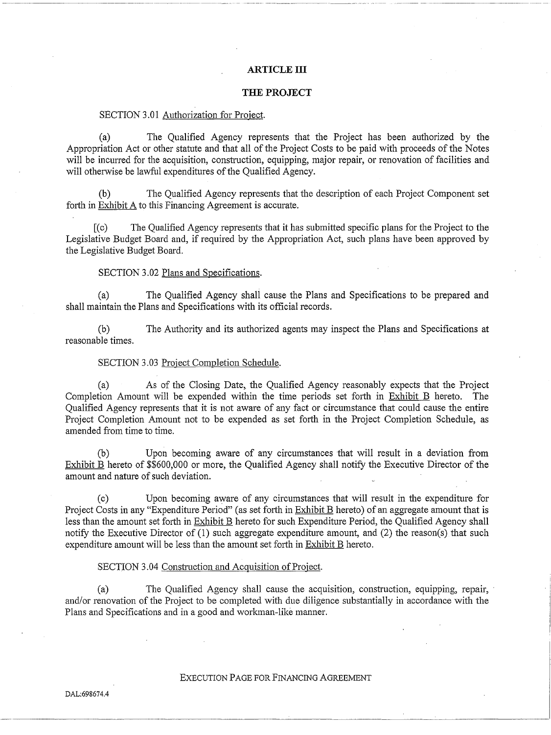## ARTICLE III

## THE PROJECT

SECTION 3.01 Authorization for Project.

(a) The Qualified Agency represents that the Project has been authorized by the Appropriation Act or other statute and that all of the Project Costs to be paid with proceeds of the Notes will be incurred for the acquisition, construction, equipping, major repair, or renovation of facilities and will otherwise be lawful expenditures of the Qualified Agency.

(b) The Qualified Agency represents that the description of each Project Component set forth in Exhibit A to this Financing Agreement is accurate.

[(c) The Qualified Agency represents that it has submitted specific plans for the Project to the Legislative Budget Board and, if required by the Appropriation Act, such plans have been approved by the Legislative Budget Board.

SECTION 3.02 Plans and Specifications.

(a) The Qualified Agency shall cause the Plans and Specifications to be prepared and shall maintain the Plans and Specifications with its official records.

(b) The Authority and its authorized agents may inspect the Plans and Specifications at reasonable times.

SECTION 3.03 Project Completion Schedule.

(a) As of the Closing Date, the Qualified Agency reasonably expects that the Project Completion Amount will be expended within the time periods set forth in Exhibit B hereto. The Qualified Agency represents that it is not aware of any fact or circumstance that could cause the entire Project Completion Amount not to be expended as set forth in the Project Completion Schedule, as amended from time to time.

(b) Upon becoming aware of any circumstances that will result in a deviation from Exhibit B hereto of $$600,000 or more, the Qualified Agency shall notify the Executive Director of the amount and nature of such deviation.

(c) Upon becoming aware of any circumstances that will result in the expenditure for Project Costs in any "Expenditure Period" (as set forth in Exhibit B hereto) of an aggregate amount that is less than the amount set forth in Exhibit B hereto for such Expenditure Period, the Qualified Agency shall notify the Executive Director of (1) such aggregate expenditure amount, and (2) the reason(s) that such expenditure amount will be less than the amount set forth in Exhibit B hereto.

SECTION 3.04 Construction and Acquisition of Project.

(a) The Qualified Agency shall cause the acquisition, construction, equipping, repair, and/or renovation of the Project to be completed with due diligence substantially in accordance with the Plans and Specifications and in a good and workman-like manner.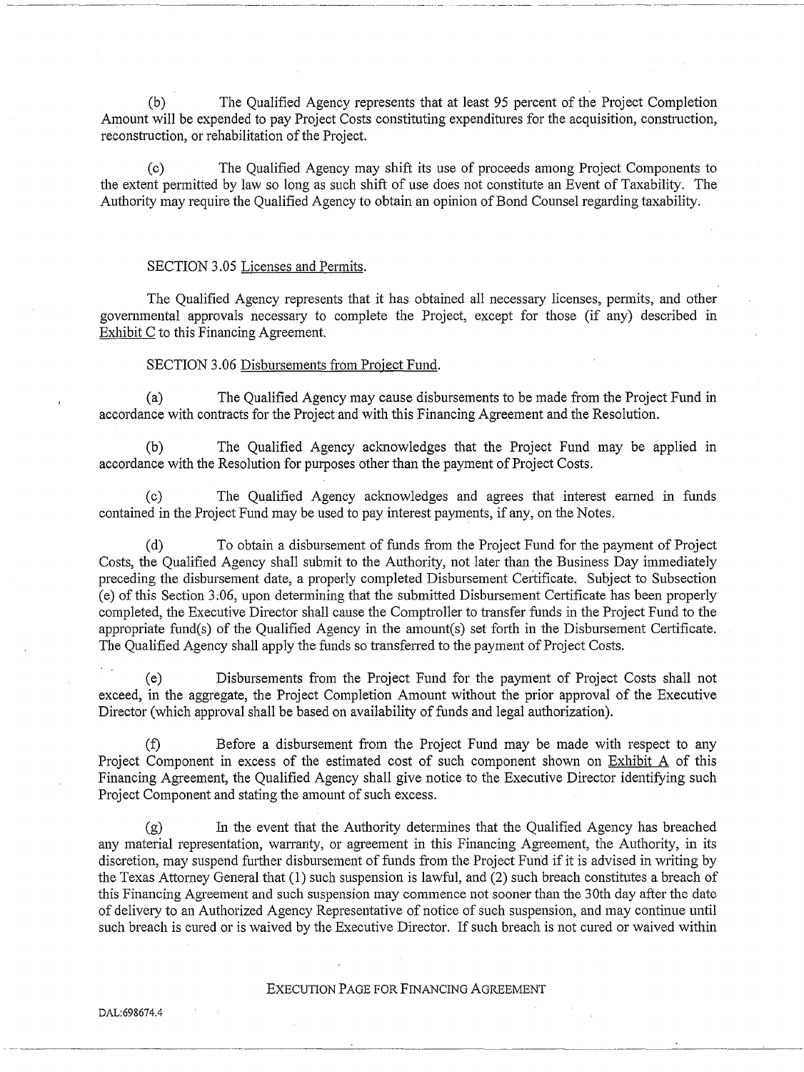(b) The Qualified Agency represents that at least 95 percent of the Project Completion Amount will be expended to pay Project Costs constituting expenditures for the acquisition, construction, reconstruction, or rehabilitation of the Project.

(c) The Qualified Agency may shift its use of proceeds among Project Components to the extent permitted by law so long as such shift of use does not constitute an Event of Taxability. The Authority may require the Qualified Agency to obtain an opinion of Bond Counsel regarding taxability.

SECTION 3.05 Licenses and Permits.

The Qualified Agency represents that it has obtained all necessary licenses, permits, and other governmental approvals necessary to complete the Project, except for those (if any) described in Exhibit C to this Financing Agreement.

SECTION 3.06 Disbursements from Project Fund.

(a) The Qualified Agency may cause disbursements to be made from the Project Fund in accordance with contracts for the Project and with this Financing Agreement and the Resolution.

(b) The Qualified Agency acknowledges that the Project Fund may be applied in accordance with the Resolution for purposes other than the payment of Project Costs.

(c) The Qualified Agency acknowledges and agrees that interest earned in funds contained in the Project Fund may be used to pay interest payments, if any, on the Notes.

(d) To obtain a disbursement of funds from the Project Fund for the payment of Project Costs, the Qualified Agency shall submit to the Authority, not later than the Business Day immediately preceding the disbursement date, a properly completed Disbursement Certificate. Subject to Subsection (e) of this Section 3.06, upon determining that the submitted Disbursement Certificate has been properly completed, the Executive Director shall cause the Comptroller to transfer funds in the Project Fund to the appropriate fund(s) of the Qualified Agency in the amount(s) set forth in the Disbursement Certificate. The Qualified Agency shall apply the funds so transferred to the payment of Project Costs.

(e) Disbursements from the Project Fund for the payment of Project Costs shall not exceed, in the aggregate, the Project Completion Amount without the prior approval of the Executive Director (which approval shall be based on availability of funds and legal authorization).

(f) Before a disbursement from the Project Fund may be made with respect to any Project Component in excess of the estimated cost of such component shown on Exhibit A of this Financing Agreement, the Qualified Agency shall give notice to the Executive Director identifying such Project Component and stating the amount of such excess.

(g) In the event that the Authority determines that the Qualified Agency has breached any material representation, warranty, or agreement in this Financing Agreement, the Authority, in its discretion, may suspend further disbursement of funds from the Project Fund if it is advised in writing by the Texas Attorney General that (1) such suspension is lawful, and (2) such breach constitutes a breach of this Financing Agreement and such suspension may commence not sooner than the 30th day after the date of delivery to an Authorized Agency Representative of notice of such suspension, and may continue until such breach is cured or is waived by the Executive Director. If such breach is not cured or waived within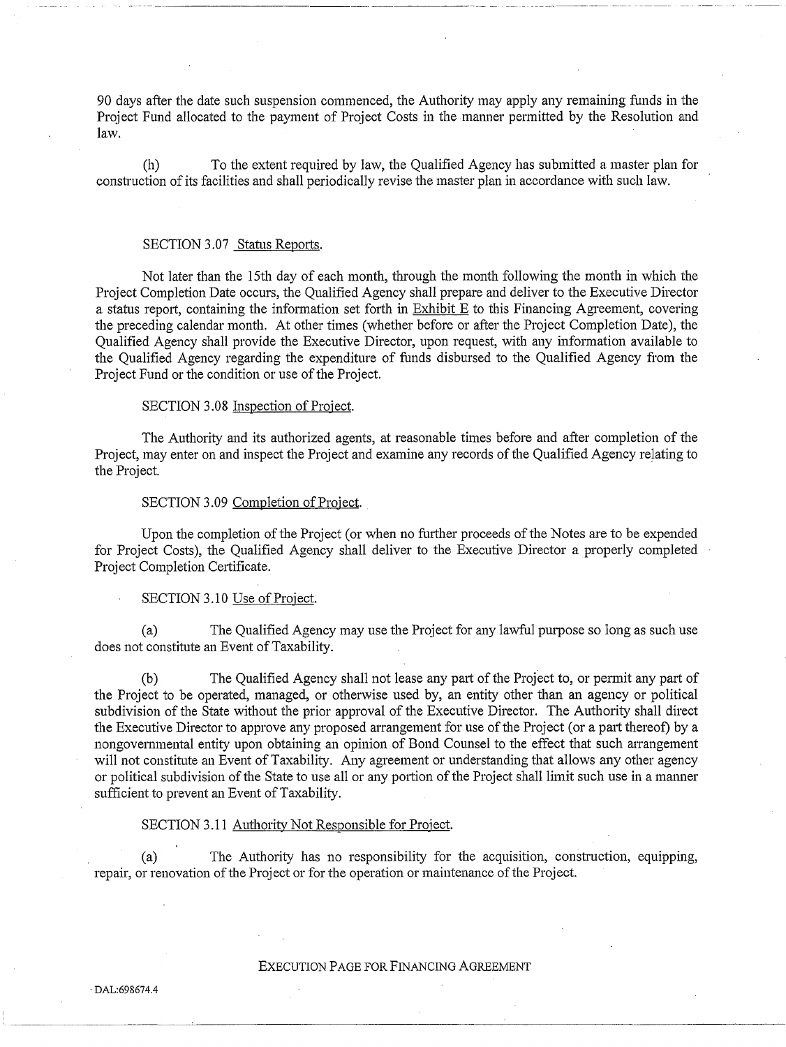90 days after the date such suspension commenced, the Authority may apply any remaining funds in the Project Fund allocated to the payment of Project Costs in the manner permitted by the Resolution and law.

(h) To the extent required by law, the Qualified Agency has submitted a master plan for construction of its facilities and shall periodically revise the master plan in accordance with such law.

SECTION 3.07 Status Reports.

Not later than the 15th day of each month, through the month following the month in which the Project Completion Date occurs, the Qualified Agency shall prepare and deliver to the Executive Director a status report, containing the information set forth in Exhibit E to this Financing Agreement, covering the preceding calendar month. At other times (whether before or after the Project Completion Date), the Qualified Agency shall provide the Executive Director, upon request, with any information available to the Qualified Agency regarding the expenditure of funds disbursed to the Qualified Agency from the Project Fund or the condition or use of the Project.

SECTION 3.08 Inspection of Project.

The Authority and its authorized agents, at reasonable times before and after completion of the Project, may enter on and inspect the Project and examine any records of the Qualified Agency relating to the Project.

SECTION 3.09 Completion of Project.

Upon the completion of the Project (or when no further proceeds of the Notes are to be expended for Project Costs), the Qualified Agency shall deliver to the Executive Director a properly completed Project Completion Certificate.

SECTION 3.10 Use of Project.

(a) The Qualified Agency may use the Project for any lawful purpose so long as such use does not constitute an Event of Taxability.

(b) The Qualified Agency shall not lease any part of the Project to, or permit any part of the Project to be operated, managed, or otherwise used by, an entity other than an agency or political subdivision of the State without the prior approval of the Executive Director. The Authority shall direct the Executive Director to approve any proposed arrangement for use of the Project (or a part thereof) by a nongovernmental entity upon obtaining an opinion of Bond Counsel to the effect that such arrangement will not constitute an Event of Taxability. Any agreement or understanding that allows any other agency or political subdivision of the State to use all or any portion of the Project shall limit such use in a manner sufficient to prevent an Event of Taxability.

SECTION 3.11 Authority Not Responsible for Project.

(a) The Authority has no responsibility for the acquisition, construction, equipping, repair, or renovation of the Project or for the operation or maintenance of the Project.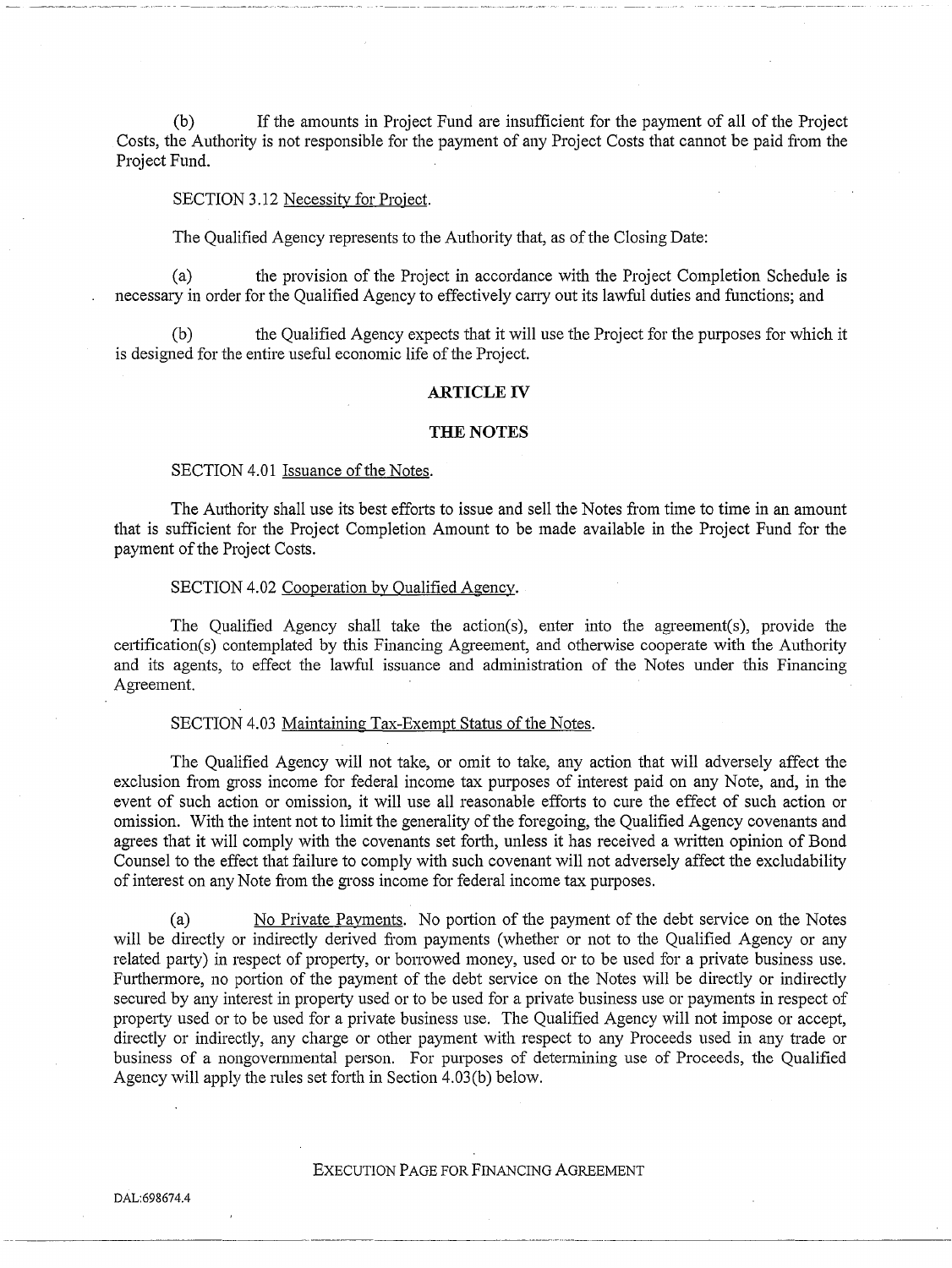(b) If the amounts in Project Fund are insufficient for the payment of all of the Project Costs, the Authority is not responsible for the payment of any Project Costs that cannot be paid from the Project Fund.

SECTION 3.12 Necessity for Project.

The Qualified Agency represents to the Authority that, as of the Closing Date:

(a) the provision of the Project in accordance with the Project Completion Schedule is necessary in order for the Qualified Agency to effectively carry out its lawful duties and functions; and

(b) the Qualified Agency expects that it will use the Project for the purposes for which it is designed for the entire useful economic life of the Project.

## ARTICLE IV

## THE NOTES

SECTION 4.01 Issuance of the Notes.

The Authority shall use its best efforts to issue and sell the Notes from time to time in an amount that is sufficient for the Project Completion Amount to be made available in the Project Fund for the payment of the Project Costs.

SECTION 4.02 Cooperation by Qualified Agency.

The Qualified Agency shall take the action(s), enter into the agreement(s), provide the certification(s) contemplated by this Financing Agreement, and otherwise cooperate with the Authority and its agents, to effect the lawful issuance and administration of the Notes under this Financing Agreement.

SECTION 4.03 Maintaining Tax-Exempt Status of the Notes.

The Qualified Agency will not take, or omit to take, any action that will adversely affect the exclusion from gross income for federal income tax purposes of interest paid on any Note, and, in the event of such action or omission, it will use all reasonable efforts to cure the effect of such action or omission. With the intent not to limit the generality of the foregoing, the Qualified Agency covenants and agrees that it will comply with the covenants set forth, unless it has received a written opinion of Bond Counsel to the effect that failure to comply with such covenant will not adversely affect the excludability of interest on any Note from the gross income for federal income tax purposes.

(a) No Private Payments. No portion of the payment of the debt service on the Notes will be directly or indirectly derived from payments (whether or not to the Qualified Agency or any related party) in respect of property, or borrowed money, used or to be used for a private business use. Furthermore, no portion of the payment of the debt service on the Notes will be directly or indirectly secured by any interest in property used or to be used for a private business use or payments in respect of property used or to be used for a private business use. The Qualified Agency will not impose or accept, directly or indirectly, any charge or other payment with respect to any Proceeds used in any trade or business of a nongovernmental person. For purposes of determining use of Proceeds, the Qualified Agency will apply the rules set forth in Section 4.03(b) below.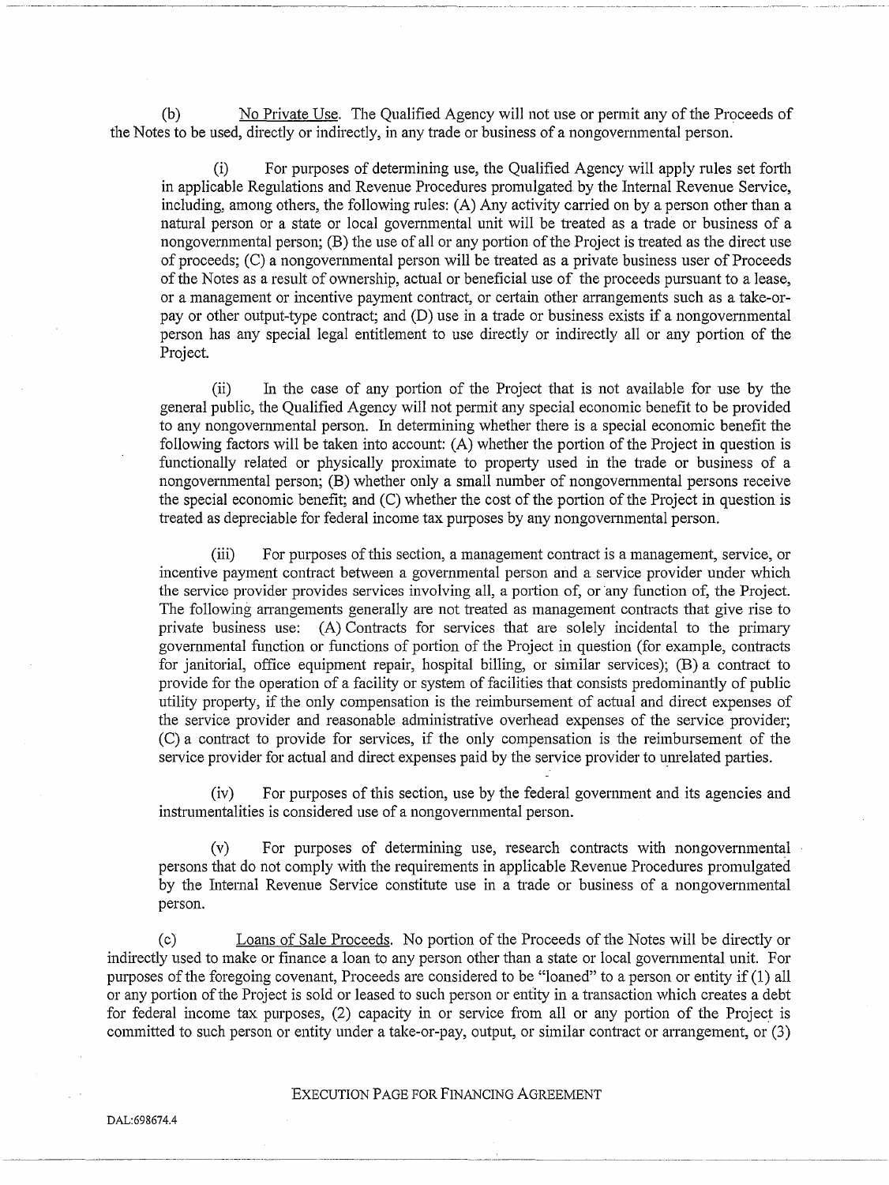(b) No Private Use. The Qualified Agency will not use or permit any of the Proceeds of the Notes to be used, directly or indirectly, in any trade or business of a nongovernmental person.

(i) For purposes of determining use, the Qualified Agency will apply rules set forth in applicable Regulations and Revenue Procedures promulgated by the Internal Revenue Service, including, among others, the following rules: (A) Any activity carried on by a person other than a natural person or a state or local governmental unit will be treated as a trade or business of a nongovernmental person; (B) the use of all or any portion of the Project is treated as the direct use of proceeds; (C) a nongovernmental person will be treated as a private business user of Proceeds of the Notes as a result of ownership, actual or beneficial use of the proceeds pursuant to a lease, or a management or incentive payment contract, or certain other arrangements such as a take-or-pay or other output-type contract; and (D) use in a trade or business exists if a nongovernmental person has any special legal entitlement to use directly or indirectly all or any portion of the Project.

(ii) In the case of any portion of the Project that is not available for use by the general public, the Qualified Agency will not permit any special economic benefit to be provided to any nongovernmental person. In determining whether there is a special economic benefit the following factors will be taken into account: (A) whether the portion of the Project in question is functionally related or physically proximate to property used in the trade or business of a nongovernmental person; (B) whether only a small number of nongovernmental persons receive the special economic benefit; and (C) whether the cost of the portion of the Project in question is treated as depreciable for federal income tax purposes by any nongovernmental person.

(iii) For purposes of this section, a management contract is a management, service, or incentive payment contract between a governmental person and a service provider under which the service provider provides services involving all, a portion of, or any function of, the Project. The following arrangements generally are not treated as management contracts that give rise to private business use: (A) Contracts for services that are solely incidental to the primary governmental function or functions of portion of the Project in question (for example, contracts for janitorial, office equipment repair, hospital billing, or similar services); (B) a contract to provide for the operation of a facility or system of facilities that consists predominantly of public utility property, if the only compensation is the reimbursement of actual and direct expenses of the service provider and reasonable administrative overhead expenses of the service provider; (C) a contract to provide for services, if the only compensation is the reimbursement of the service provider for actual and direct expenses paid by the service provider to unrelated parties.

(iv) For purposes of this section, use by the federal government and its agencies and instrumentalities is considered use of a nongovernmental person.

(v) For purposes of determining use, research contracts with nongovernmental persons that do not comply with the requirements in applicable Revenue Procedures promulgated by the Internal Revenue Service constitute use in a trade or business of a nongovernmental person.

(c) Loans of Sale Proceeds. No portion of the Proceeds of the Notes will be directly or indirectly used to make or finance a loan to any person other than a state or local governmental unit. For purposes of the foregoing covenant, Proceeds are considered to be "loaned" to a person or entity if (1) all or any portion of the Project is sold or leased to such person or entity in a transaction which creates a debt for federal income tax purposes, (2) capacity in or service from all or any portion of the Project is committed to such person or entity under a take-or-pay, output, or similar contract or arrangement, or (3)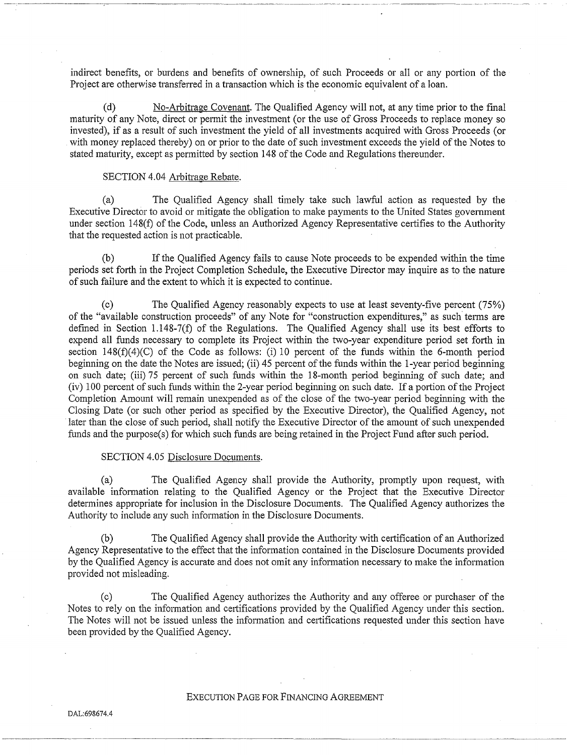indirect benefits, or burdens and benefits of ownership, of such Proceeds or all or any portion of the Project are otherwise transferred in a transaction which is the economic equivalent of a loan.

(d) No-Arbitrage Covenant. The Qualified Agency will not, at any time prior to the final maturity of any Note, direct or permit the investment (or the use of Gross Proceeds to replace money so invested), if as a result of such investment the yield of all investments acquired with Gross Proceeds (or with money replaced thereby) on or prior to the date of such investment exceeds the yield of the Notes to stated maturity, except as permitted by section 148 of the Code and Regulations thereunder.

SECTION 4.04 Arbitrage Rebate.

(a) The Qualified Agency shall timely take such lawful action as requested by the Executive Director to avoid or mitigate the obligation to make payments to the United States government under section 148(f) of the Code, unless an Authorized Agency Representative certifies to the Authority that the requested action is not practicable.

(b) If the Qualified Agency fails to cause Note proceeds to be expended within the time periods set forth in the Project Completion Schedule, the Executive Director may inquire as to the nature of such failure and the extent to which it is expected to continue.

(c) The Qualified Agency reasonably expects to use at least seventy-five percent (75%) of the "available construction proceeds" of any Note for "construction expenditures," as such terms are defined in Section 1.148-7(f) of the Regulations. The Qualified Agency shall use its best efforts to expend all funds necessary to complete its Project within the two-year expenditure period set forth in section 148(f)(4)(C) of the Code as follows: (i) 10 percent of the funds within the 6-month period beginning on the date the Notes are issued; (ii) 45 percent of the funds within the 1-year period beginning on such date; (iii) 75 percent of such funds within the 18-month period beginning of such date; and (iv) 100 percent of such funds within the 2-year period beginning on such date. If a portion of the Project Completion Amount will remain unexpended as of the close of the two-year period beginning with the Closing Date (or such other period as specified by the Executive Director), the Qualified Agency, not later than the close of such period, shall notify the Executive Director of the amount of such unexpended funds and the purpose(s) for which such funds are being retained in the Project Fund after such period.

SECTION 4.05 Disclosure Documents.

(a) The Qualified Agency shall provide the Authority, promptly upon request, with available information relating to the Qualified Agency or the Project that the Executive Director determines appropriate for inclusion in the Disclosure Documents. The Qualified Agency authorizes the Authority to include any such information in the Disclosure Documents.

(b) The Qualified Agency shall provide the Authority with certification of an Authorized Agency Representative to the effect that the information contained in the Disclosure Documents provided by the Qualified Agency is accurate and does not omit any information necessary to make the information provided not misleading.

(c) The Qualified Agency authorizes the Authority and any offeree or purchaser of the Notes to rely on the information and certifications provided by the Qualified Agency under this section. The Notes will not be issued unless the information and certifications requested under this section have been provided by the Qualified Agency.

EXECUTION PAGE FOR FINANCING AGREEMENT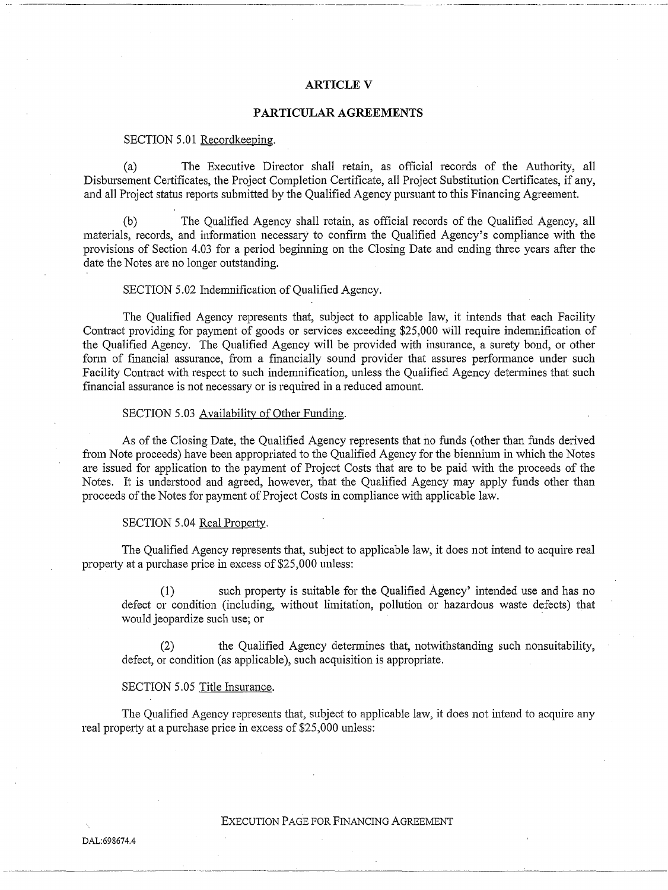# ARTICLE V

## PARTICULAR AGREEMENTS

SECTION 5.01 Recordkeeping.

(a) The Executive Director shall retain, as official records of the Authority, all Disbursement Certificates, the Project Completion Certificate, all Project Substitution Certificates, if any, and all Project status reports submitted by the Qualified Agency pursuant to this Financing Agreement.

(b) The Qualified Agency shall retain, as official records of the Qualified Agency, all materials, records, and information necessary to confirm the Qualified Agency's compliance with the provisions of Section 4.03 for a period beginning on the Closing Date and ending three years after the date the Notes are no longer outstanding.

SECTION 5.02 Indemnification of Qualified Agency.

The Qualified Agency represents that, subject to applicable law, it intends that each Facility Contract providing for payment of goods or services exceeding $25,000 will require indemnification of the Qualified Agency. The Qualified Agency will be provided with insurance, a surety bond, or other form of financial assurance, from a financially sound provider that assures performance under such Facility Contract with respect to such indemnification, unless the Qualified Agency determines that such financial assurance is not necessary or is required in a reduced amount.

SECTION 5.03 Availability of Other Funding.

As of the Closing Date, the Qualified Agency represents that no funds (other than funds derived from Note proceeds) have been appropriated to the Qualified Agency for the biennium in which the Notes are issued for application to the payment of Project Costs that are to be paid with the proceeds of the Notes. It is understood and agreed, however, that the Qualified Agency may apply funds other than proceeds of the Notes for payment of Project Costs in compliance with applicable law.

SECTION 5.04 Real Property.

The Qualified Agency represents that, subject to applicable law, it does not intend to acquire real property at a purchase price in excess of $25,000 unless:

> (1) such property is suitable for the Qualified Agency' intended use and has no defect or condition (including, without limitation, pollution or hazardous waste defects) that would jeopardize such use; or
>
> (2) the Qualified Agency determines that, notwithstanding such nonsuitability, defect, or condition (as applicable), such acquisition is appropriate.

SECTION 5.05 Title Insurance.

The Qualified Agency represents that, subject to applicable law, it does not intend to acquire any real property at a purchase price in excess of $25,000 unless:

EXECUTION PAGE FOR FINANCING AGREEMENT

DAL:698674.4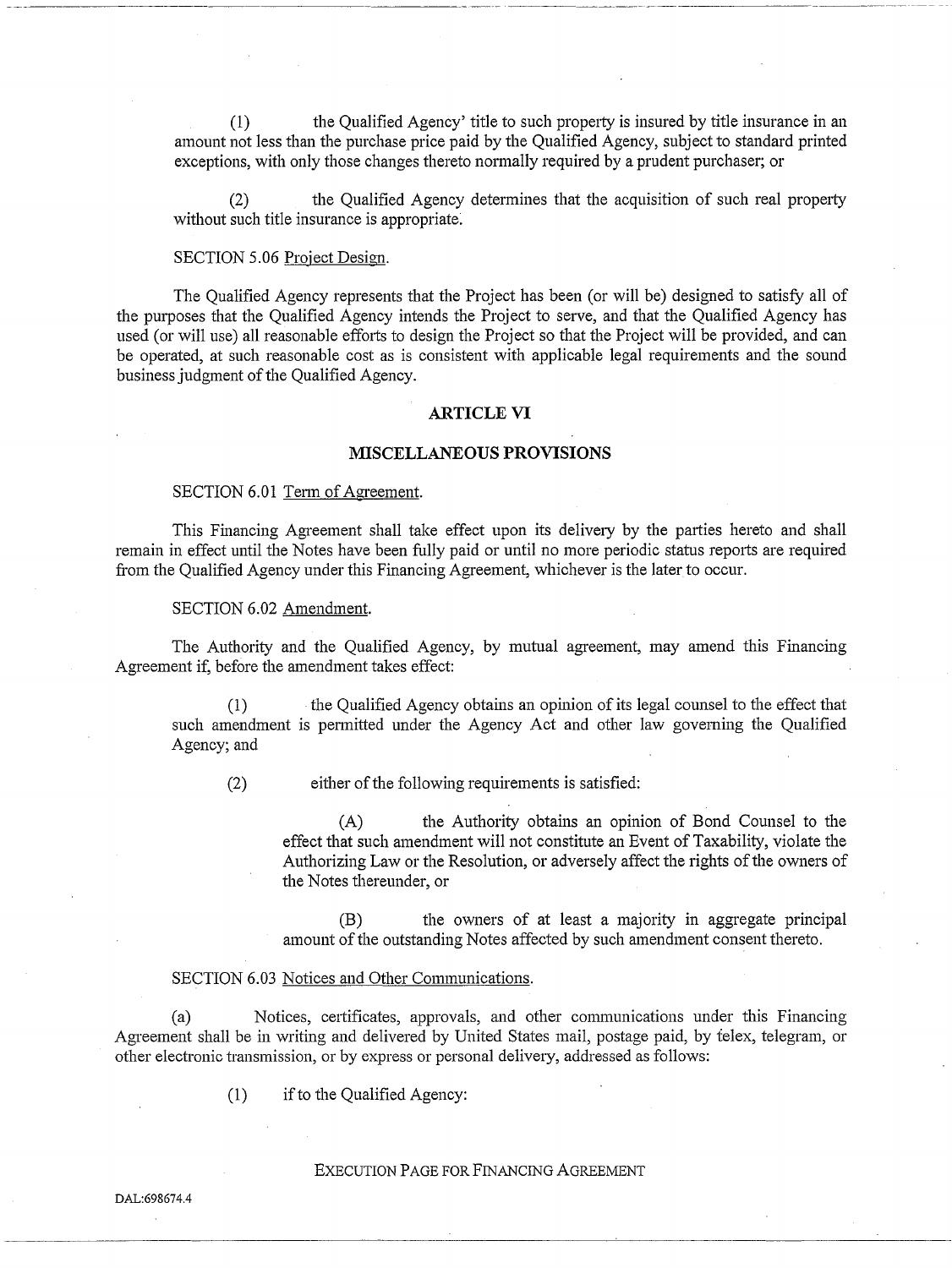(1) the Qualified Agency' title to such property is insured by title insurance in an amount not less than the purchase price paid by the Qualified Agency, subject to standard printed exceptions, with only those changes thereto normally required by a prudent purchaser; or

(2) the Qualified Agency determines that the acquisition of such real property without such title insurance is appropriate.

SECTION 5.06 Project Design.

The Qualified Agency represents that the Project has been (or will be) designed to satisfy all of the purposes that the Qualified Agency intends the Project to serve, and that the Qualified Agency has used (or will use) all reasonable efforts to design the Project so that the Project will be provided, and can be operated, at such reasonable cost as is consistent with applicable legal requirements and the sound business judgment of the Qualified Agency.

## ARTICLE VI

## MISCELLANEOUS PROVISIONS

SECTION 6.01 Term of Agreement.

This Financing Agreement shall take effect upon its delivery by the parties hereto and shall remain in effect until the Notes have been fully paid or until no more periodic status reports are required from the Qualified Agency under this Financing Agreement, whichever is the later to occur.

SECTION 6.02 Amendment.

The Authority and the Qualified Agency, by mutual agreement, may amend this Financing Agreement if, before the amendment takes effect:

(1) the Qualified Agency obtains an opinion of its legal counsel to the effect that such amendment is permitted under the Agency Act and other law governing the Qualified Agency; and

(2) either of the following requirements is satisfied:

(A) the Authority obtains an opinion of Bond Counsel to the effect that such amendment will not constitute an Event of Taxability, violate the Authorizing Law or the Resolution, or adversely affect the rights of the owners of the Notes thereunder, or

(B) the owners of at least a majority in aggregate principal amount of the outstanding Notes affected by such amendment consent thereto.

SECTION 6.03 Notices and Other Communications.

(a) Notices, certificates, approvals, and other communications under this Financing Agreement shall be in writing and delivered by United States mail, postage paid, by telex, telegram, or other electronic transmission, or by express or personal delivery, addressed as follows:

(1) if to the Qualified Agency:

EXECUTION PAGE FOR FINANCING AGREEMENT

DAL:698674.4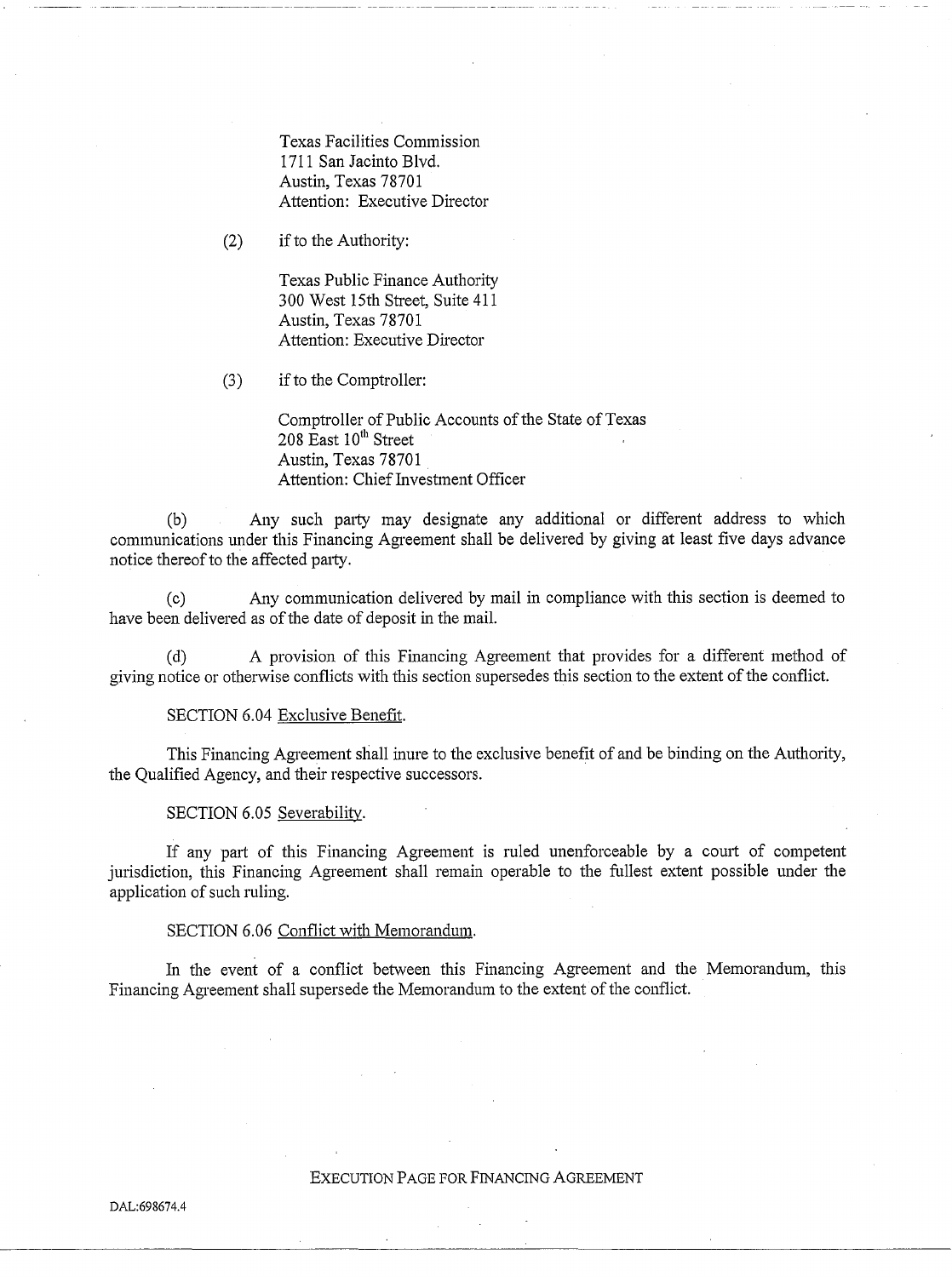Texas Facilities Commission
1711 San Jacinto Blvd.
Austin, Texas 78701
Attention: Executive Director

(2) if to the Authority:

Texas Public Finance Authority
300 West 15th Street, Suite 411
Austin, Texas 78701
Attention: Executive Director

(3) if to the Comptroller:

Comptroller of Public Accounts of the State of Texas
208 East 10th Street
Austin, Texas 78701
Attention: Chief Investment Officer

(b) Any such party may designate any additional or different address to which communications under this Financing Agreement shall be delivered by giving at least five days advance notice thereof to the affected party.

(c) Any communication delivered by mail in compliance with this section is deemed to have been delivered as of the date of deposit in the mail.

(d) A provision of this Financing Agreement that provides for a different method of giving notice or otherwise conflicts with this section supersedes this section to the extent of the conflict.

SECTION 6.04 Exclusive Benefit.

This Financing Agreement shall inure to the exclusive benefit of and be binding on the Authority, the Qualified Agency, and their respective successors.

SECTION 6.05 Severability.

If any part of this Financing Agreement is ruled unenforceable by a court of competent jurisdiction, this Financing Agreement shall remain operable to the fullest extent possible under the application of such ruling.

SECTION 6.06 Conflict with Memorandum.

In the event of a conflict between this Financing Agreement and the Memorandum, this Financing Agreement shall supersede the Memorandum to the extent of the conflict.

EXECUTION PAGE FOR FINANCING AGREEMENT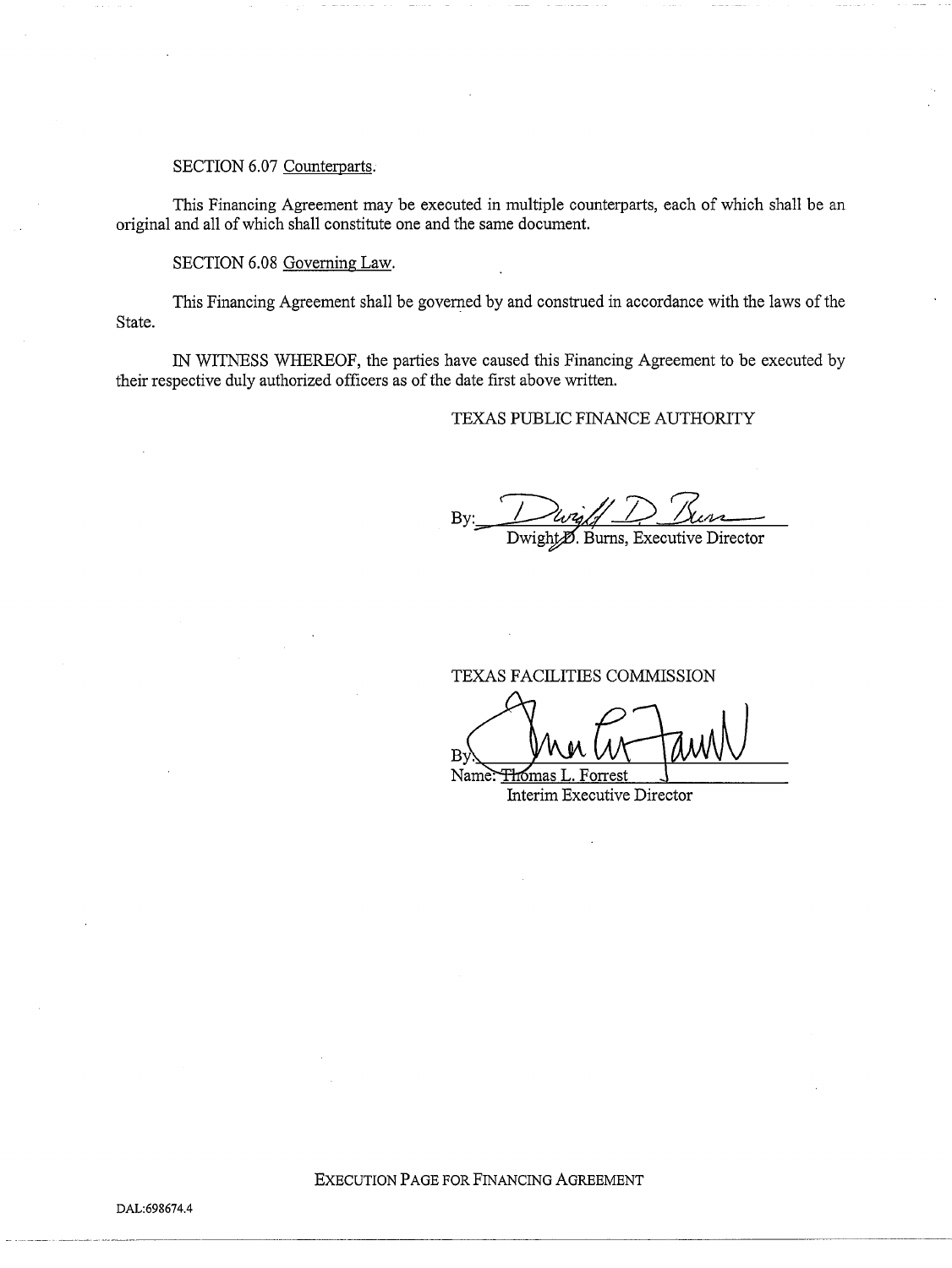SECTION 6.07 Counterparts.

This Financing Agreement may be executed in multiple counterparts, each of which shall be an original and all of which shall constitute one and the same document.

SECTION 6.08 Governing Law.

This Financing Agreement shall be governed by and construed in accordance with the laws of the State.

IN WITNESS WHEREOF, the parties have caused this Financing Agreement to be executed by their respective duly authorized officers as of the date first above written.

TEXAS PUBLIC FINANCE AUTHORITY

By: ______________________
Dwight D. Burns, Executive Director

TEXAS FACILITIES COMMISSION

By: ______________________
Name: Thomas L. Forrest
Interim Executive Director

EXECUTION PAGE FOR FINANCING AGREEMENT

DAL:698674.4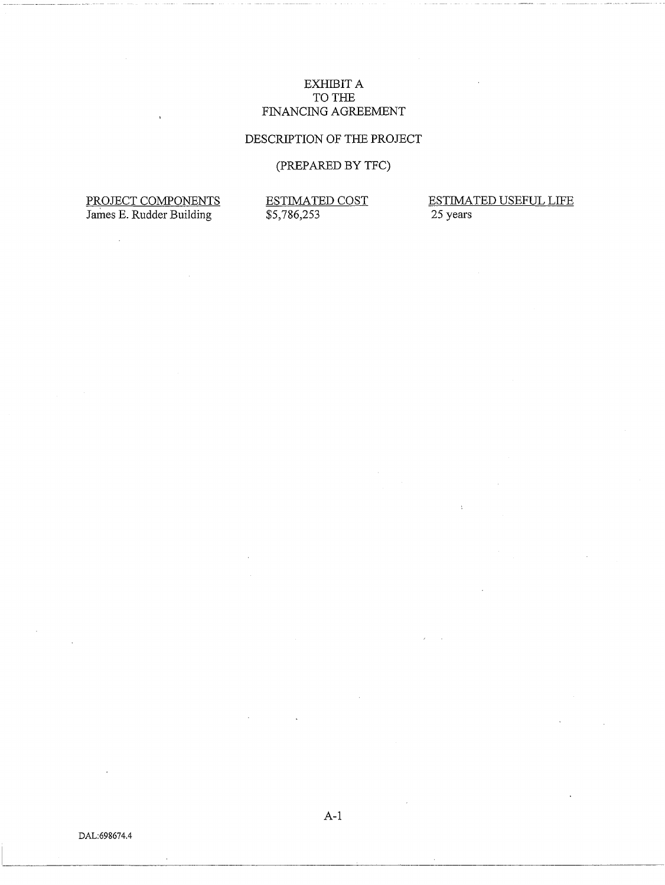# EXHIBIT A
# TO THE
# FINANCING AGREEMENT

## DESCRIPTION OF THE PROJECT

## (PREPARED BY TFC)

| PROJECT COMPONENTS | ESTIMATED COST | ESTIMATED USEFUL LIFE |
|---|---|---|
| James E. Rudder Building | $5,786,253 | 25 years |

DAL:698674.4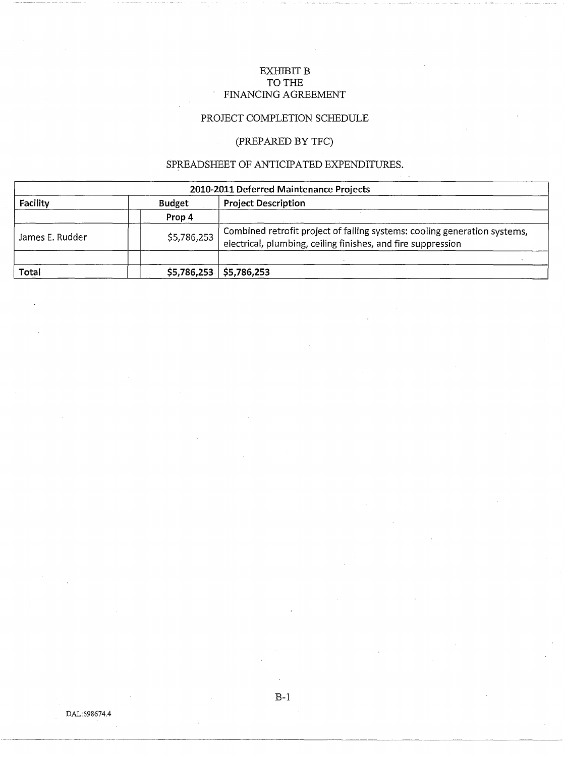EXHIBIT B
TO THE
FINANCING AGREEMENT

PROJECT COMPLETION SCHEDULE

(PREPARED BY TFC)

SPREADSHEET OF ANTICIPATED EXPENDITURES.

| 2010-2011 Deferred Maintenance Projects | | | |
|---|---|---|---|
| **Facility** | | **Budget** | **Project Description** |
| | | **Prop 4** | |
| James E. Rudder | | $5,786,253 | Combined retrofit project of failing systems: cooling generation systems, electrical, plumbing, ceiling finishes, and fire suppression |
| | | | |
| **Total** | | **$5,786,253** | **$5,786,253** |

DAL:698674.4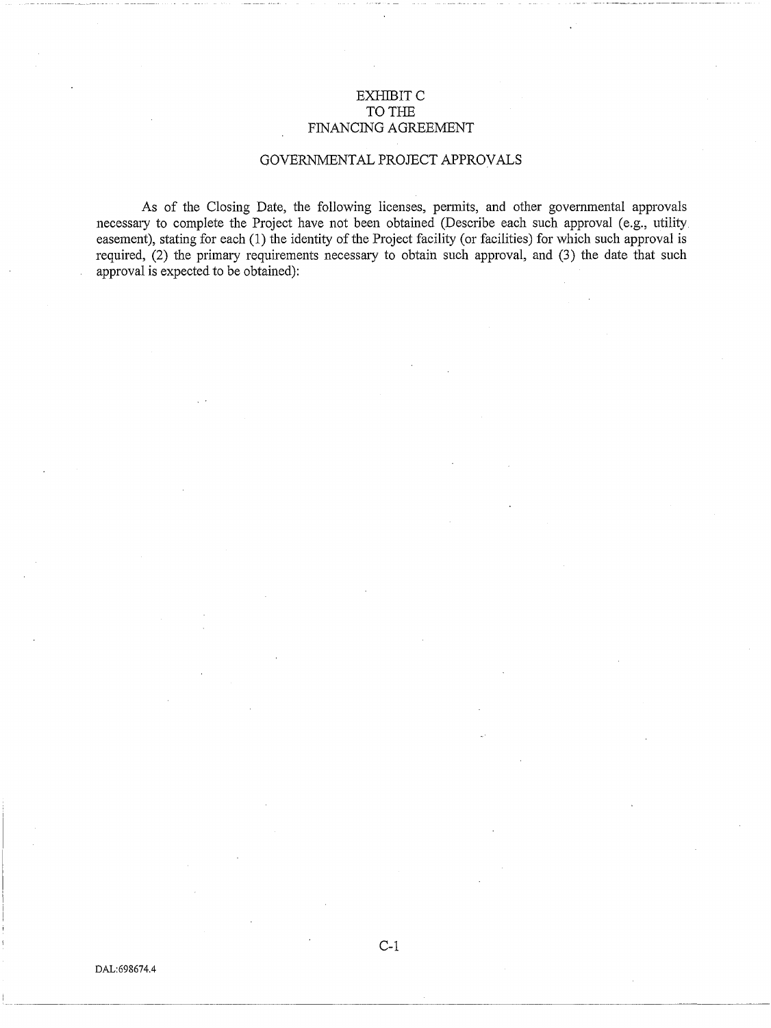# EXHIBIT C
# TO THE
# FINANCING AGREEMENT

## GOVERNMENTAL PROJECT APPROVALS

As of the Closing Date, the following licenses, permits, and other governmental approvals necessary to complete the Project have not been obtained (Describe each such approval (e.g., utility easement), stating for each (1) the identity of the Project facility (or facilities) for which such approval is required, (2) the primary requirements necessary to obtain such approval, and (3) the date that such approval is expected to be obtained):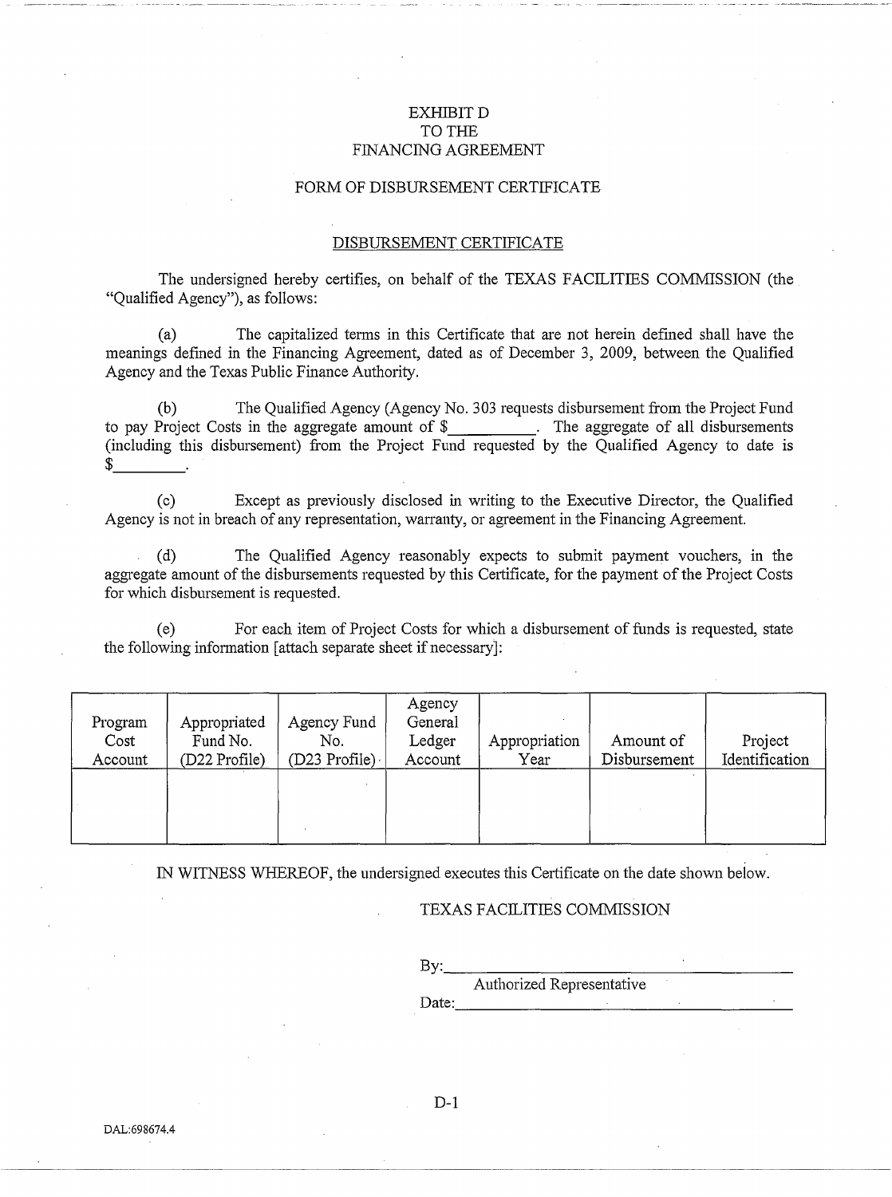# EXHIBIT D
# TO THE
# FINANCING AGREEMENT

## FORM OF DISBURSEMENT CERTIFICATE

### DISBURSEMENT CERTIFICATE

The undersigned hereby certifies, on behalf of the TEXAS FACILITIES COMMISSION (the "Qualified Agency"), as follows:

(a) The capitalized terms in this Certificate that are not herein defined shall have the meanings defined in the Financing Agreement, dated as of December 3, 2009, between the Qualified Agency and the Texas Public Finance Authority.

(b) The Qualified Agency (Agency No. 303 requests disbursement from the Project Fund to pay Project Costs in the aggregate amount of $\_\_\_\_\_\_\_\_\_\_. The aggregate of all disbursements (including this disbursement) from the Project Fund requested by the Qualified Agency to date is $\_\_\_\_\_\_\_\_\_.

(c) Except as previously disclosed in writing to the Executive Director, the Qualified Agency is not in breach of any representation, warranty, or agreement in the Financing Agreement.

(d) The Qualified Agency reasonably expects to submit payment vouchers, in the aggregate amount of the disbursements requested by this Certificate, for the payment of the Project Costs for which disbursement is requested.

(e) For each item of Project Costs for which a disbursement of funds is requested, state the following information [attach separate sheet if necessary]:

| Program Cost Account | Appropriated Fund No. (D22 Profile) | Agency Fund No. (D23 Profile) | Agency General Ledger Account | Appropriation Year | Amount of Disbursement | Project Identification |
|---|---|---|---|---|---|---|
| | | | | | | |

IN WITNESS WHEREOF, the undersigned executes this Certificate on the date shown below.

TEXAS FACILITIES COMMISSION

By:\_\_\_\_\_\_\_\_\_\_\_\_\_\_\_\_\_\_\_\_\_\_\_\_\_\_\_\_\_\_\_\_\_\_\_\_

Authorized Representative

Date:\_\_\_\_\_\_\_\_\_\_\_\_\_\_\_\_\_\_\_\_\_\_\_\_\_\_\_\_\_\_\_\_\_\_

DAL:698674.4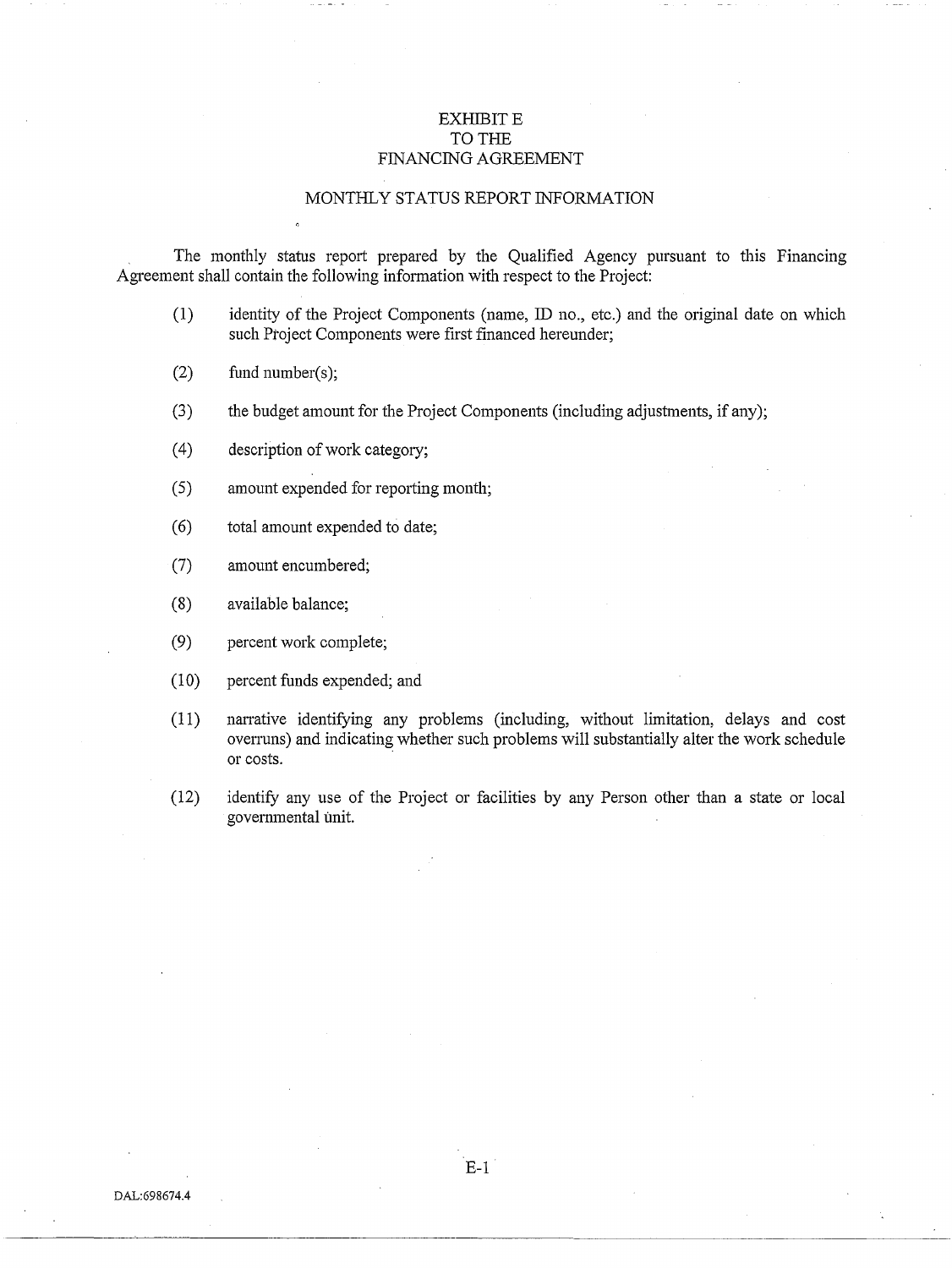# EXHIBIT E
# TO THE
# FINANCING AGREEMENT

## MONTHLY STATUS REPORT INFORMATION

The monthly status report prepared by the Qualified Agency pursuant to this Financing Agreement shall contain the following information with respect to the Project:

(1) identity of the Project Components (name, ID no., etc.) and the original date on which such Project Components were first financed hereunder;

(2) fund number(s);

(3) the budget amount for the Project Components (including adjustments, if any);

(4) description of work category;

(5) amount expended for reporting month;

(6) total amount expended to date;

(7) amount encumbered;

(8) available balance;

(9) percent work complete;

(10) percent funds expended; and

(11) narrative identifying any problems (including, without limitation, delays and cost overruns) and indicating whether such problems will substantially alter the work schedule or costs.

(12) identify any use of the Project or facilities by any Person other than a state or local governmental unit.

DAL:698674.4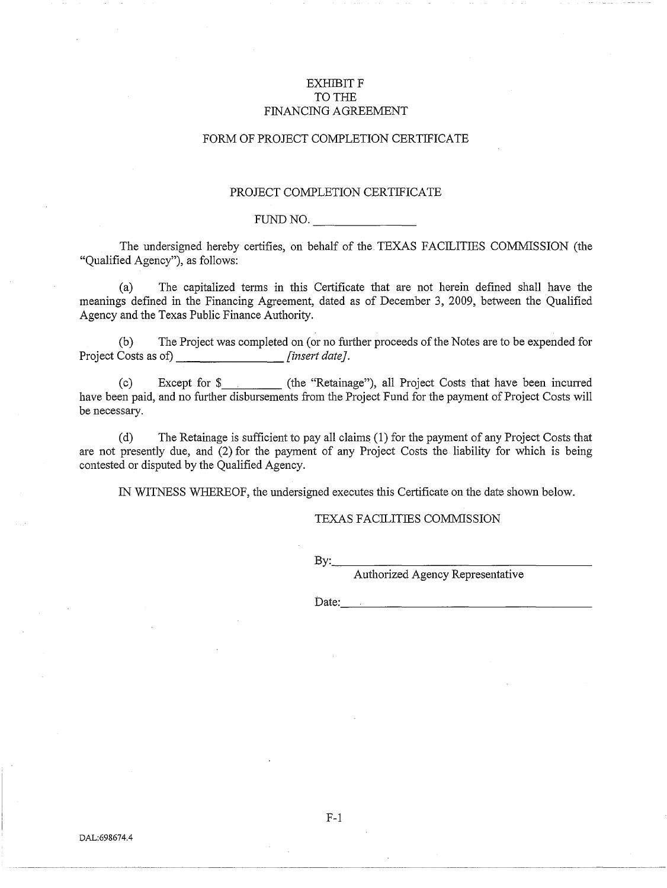# EXHIBIT F
# TO THE
# FINANCING AGREEMENT

## FORM OF PROJECT COMPLETION CERTIFICATE

### PROJECT COMPLETION CERTIFICATE

FUND NO. ________________

The undersigned hereby certifies, on behalf of the TEXAS FACILITIES COMMISSION (the "Qualified Agency"), as follows:

(a) The capitalized terms in this Certificate that are not herein defined shall have the meanings defined in the Financing Agreement, dated as of December 3, 2009, between the Qualified Agency and the Texas Public Finance Authority.

(b) The Project was completed on (or no further proceeds of the Notes are to be expended for Project Costs as of) ________________ *[insert date]*.

(c) Except for $_________ (the "Retainage"), all Project Costs that have been incurred have been paid, and no further disbursements from the Project Fund for the payment of Project Costs will be necessary.

(d) The Retainage is sufficient to pay all claims (1) for the payment of any Project Costs that are not presently due, and (2) for the payment of any Project Costs the liability for which is being contested or disputed by the Qualified Agency.

IN WITNESS WHEREOF, the undersigned executes this Certificate on the date shown below.

TEXAS FACILITIES COMMISSION

By:_________________________________________
Authorized Agency Representative

Date:_______________________________________

DAL:698674.4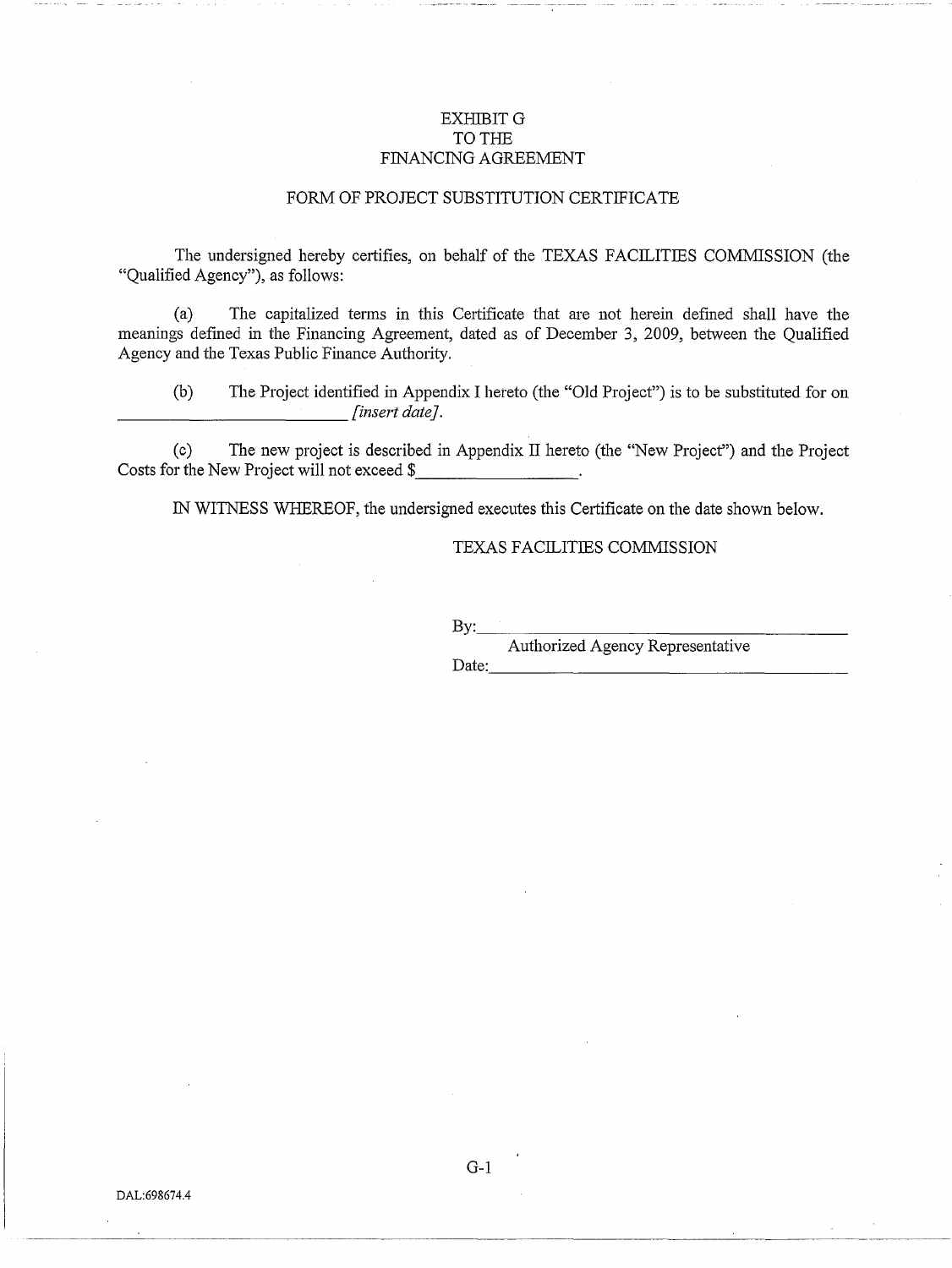# EXHIBIT G
# TO THE
# FINANCING AGREEMENT

## FORM OF PROJECT SUBSTITUTION CERTIFICATE

The undersigned hereby certifies, on behalf of the TEXAS FACILITIES COMMISSION (the "Qualified Agency"), as follows:

(a) The capitalized terms in this Certificate that are not herein defined shall have the meanings defined in the Financing Agreement, dated as of December 3, 2009, between the Qualified Agency and the Texas Public Finance Authority.

(b) The Project identified in Appendix I hereto (the "Old Project") is to be substituted for on \_\_\_\_\_\_\_\_\_\_\_\_\_\_\_\_\_\_\_\_\_\_\_\_\_\_ *[insert date]*.

(c) The new project is described in Appendix II hereto (the "New Project") and the Project Costs for the New Project will not exceed $\_\_\_\_\_\_\_\_\_\_\_\_\_\_\_\_\_\_.

IN WITNESS WHEREOF, the undersigned executes this Certificate on the date shown below.

TEXAS FACILITIES COMMISSION

By:\_\_\_\_\_\_\_\_\_\_\_\_\_\_\_\_\_\_\_\_\_\_\_\_\_\_\_\_\_\_\_\_\_\_\_\_\_\_\_\_
Authorized Agency Representative

Date:\_\_\_\_\_\_\_\_\_\_\_\_\_\_\_\_\_\_\_\_\_\_\_\_\_\_\_\_\_\_\_\_\_\_\_\_\_\_

DAL:698674.4